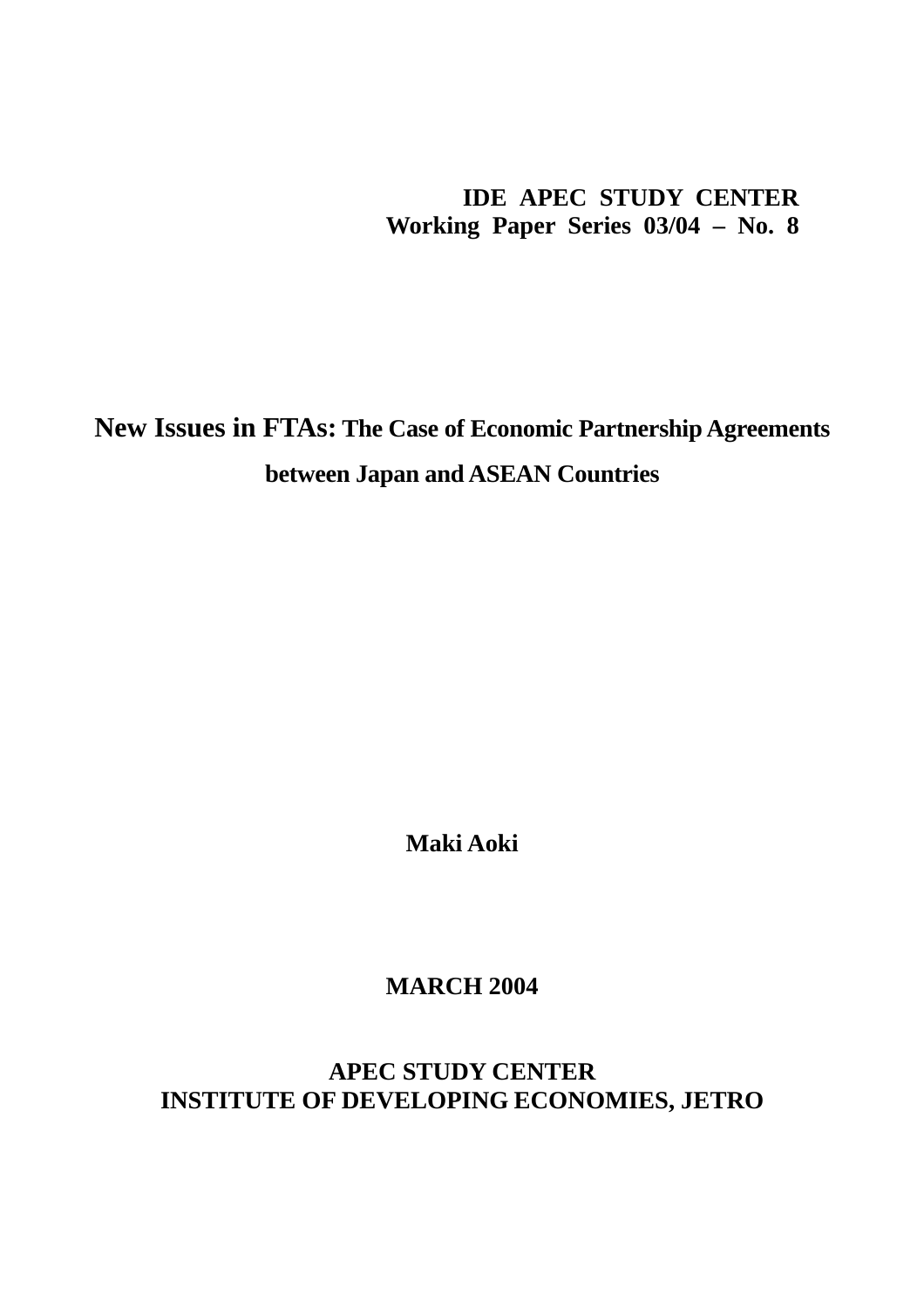**IDE APEC STUDY CENTER**
**Working Paper Series 03/04 – No. 8**

# New Issues in FTAs: The Case of Economic Partnership Agreements between Japan and ASEAN Countries

**Maki Aoki**

**MARCH 2004**

**APEC STUDY CENTER**
**INSTITUTE OF DEVELOPING ECONOMIES, JETRO**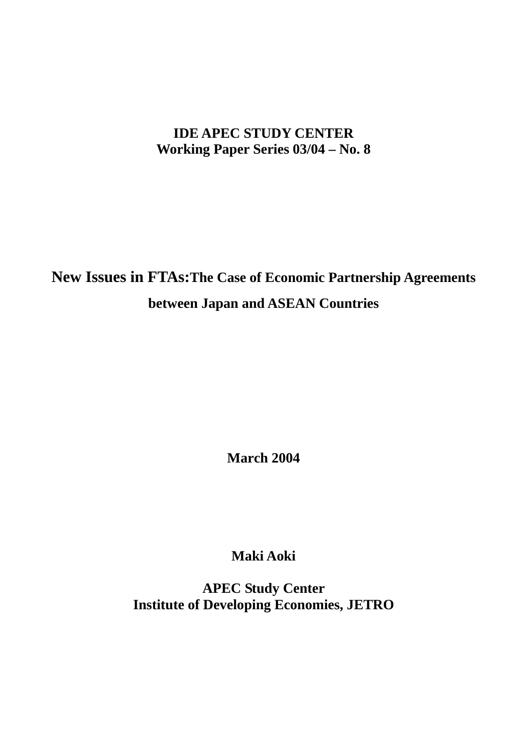**IDE APEC STUDY CENTER**
**Working Paper Series 03/04 – No. 8**

# New Issues in FTAs: The Case of Economic Partnership Agreements between Japan and ASEAN Countries

**March 2004**

**Maki Aoki**

**APEC Study Center**
**Institute of Developing Economies, JETRO**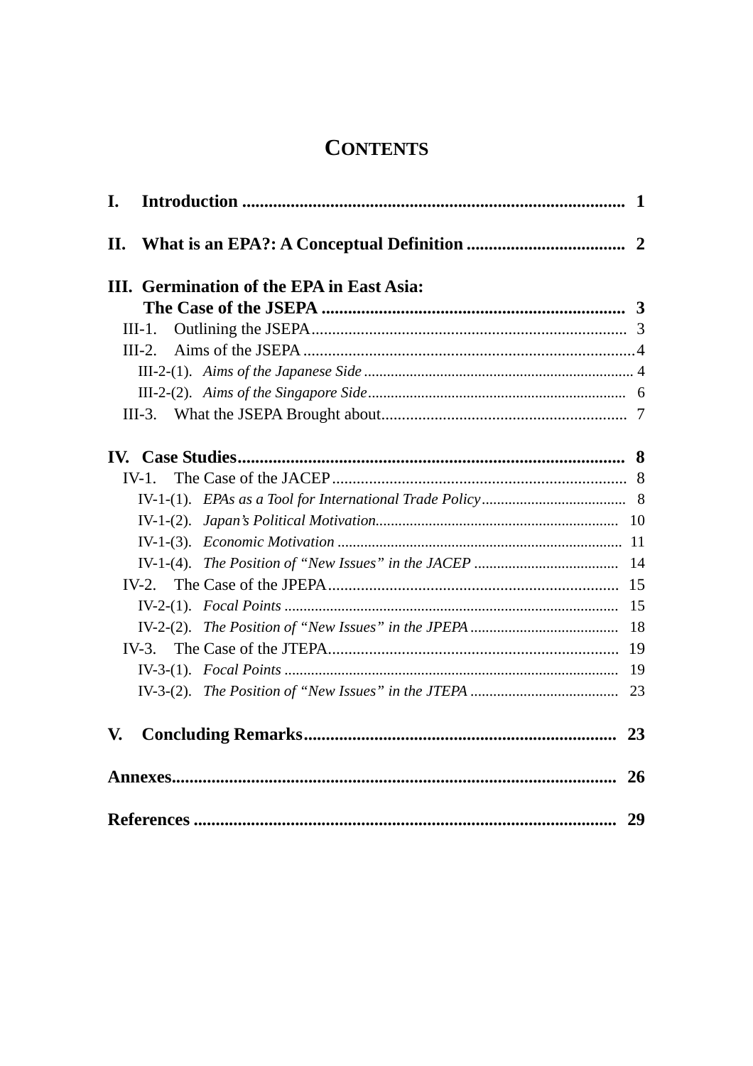# CONTENTS

**I. Introduction ........................................................................................ 1**

**II. What is an EPA?: A Conceptual Definition .................................... 2**

**III. Germination of the EPA in East Asia: The Case of the JSEPA .................................................................... 3**

III-1. Outlining the JSEPA ............................................................................ 3

III-2. Aims of the JSEPA ................................................................................ 4

III-2-(1). *Aims of the Japanese Side* ...................................................................... 4

III-2-(2). *Aims of the Singapore Side* ................................................................... 6

III-3. What the JSEPA Brought about ............................................................ 7

**IV. Case Studies ......................................................................................... 8**

IV-1. The Case of the JACEP ........................................................................ 8

IV-1-(1). *EPAs as a Tool for International Trade Policy* ...................................... 8

IV-1-(2). *Japan's Political Motivation* ............................................................... 10

IV-1-(3). *Economic Motivation* .......................................................................... 11

IV-1-(4). *The Position of "New Issues" in the JACEP* ...................................... 14

IV-2. The Case of the JPEPA ....................................................................... 15

IV-2-(1). *Focal Points* ....................................................................................... 15

IV-2-(2). *The Position of "New Issues" in the JPEPA* ....................................... 18

IV-3. The Case of the JTEPA ....................................................................... 19

IV-3-(1). *Focal Points* ....................................................................................... 19

IV-3-(2). *The Position of "New Issues" in the JTEPA* ....................................... 23

**V. Concluding Remarks ....................................................................... 23**

**Annexes ................................................................................................... 26**

**References ............................................................................................... 29**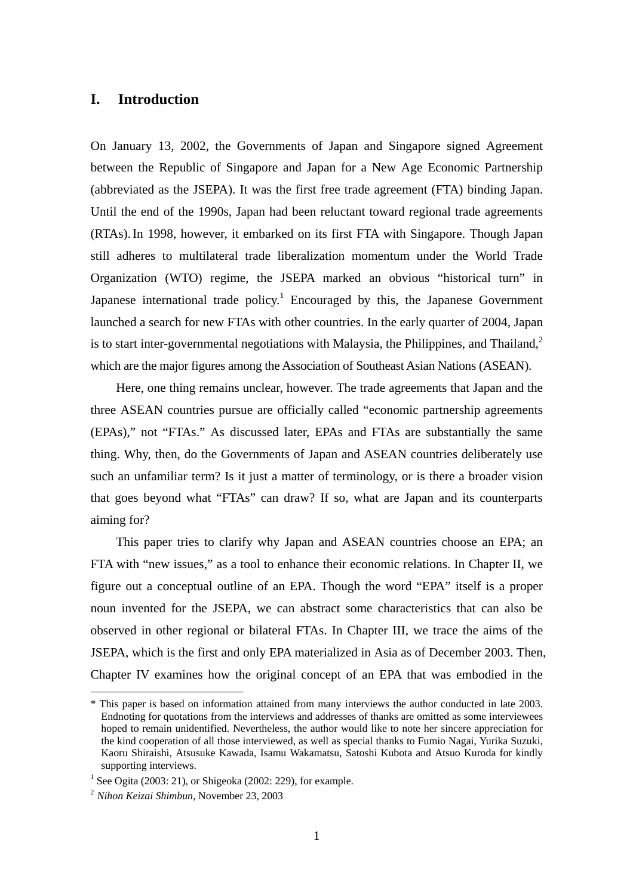# I. Introduction

On January 13, 2002, the Governments of Japan and Singapore signed Agreement between the Republic of Singapore and Japan for a New Age Economic Partnership (abbreviated as the JSEPA). It was the first free trade agreement (FTA) binding Japan. Until the end of the 1990s, Japan had been reluctant toward regional trade agreements (RTAs). In 1998, however, it embarked on its first FTA with Singapore. Though Japan still adheres to multilateral trade liberalization momentum under the World Trade Organization (WTO) regime, the JSEPA marked an obvious "historical turn" in Japanese international trade policy.[1] Encouraged by this, the Japanese Government launched a search for new FTAs with other countries. In the early quarter of 2004, Japan is to start inter-governmental negotiations with Malaysia, the Philippines, and Thailand,[2] which are the major figures among the Association of Southeast Asian Nations (ASEAN).

Here, one thing remains unclear, however. The trade agreements that Japan and the three ASEAN countries pursue are officially called "economic partnership agreements (EPAs)," not "FTAs." As discussed later, EPAs and FTAs are substantially the same thing. Why, then, do the Governments of Japan and ASEAN countries deliberately use such an unfamiliar term? Is it just a matter of terminology, or is there a broader vision that goes beyond what "FTAs" can draw? If so, what are Japan and its counterparts aiming for?

This paper tries to clarify why Japan and ASEAN countries choose an EPA; an FTA with "new issues," as a tool to enhance their economic relations. In Chapter II, we figure out a conceptual outline of an EPA. Though the word "EPA" itself is a proper noun invented for the JSEPA, we can abstract some characteristics that can also be observed in other regional or bilateral FTAs. In Chapter III, we trace the aims of the JSEPA, which is the first and only EPA materialized in Asia as of December 2003. Then, Chapter IV examines how the original concept of an EPA that was embodied in the

---

\* This paper is based on information attained from many interviews the author conducted in late 2003. Endnoting for quotations from the interviews and addresses of thanks are omitted as some interviewees hoped to remain unidentified. Nevertheless, the author would like to note her sincere appreciation for the kind cooperation of all those interviewed, as well as special thanks to Fumio Nagai, Yurika Suzuki, Kaoru Shiraishi, Atsusuke Kawada, Isamu Wakamatsu, Satoshi Kubota and Atsuo Kuroda for kindly supporting interviews.

[1] See Ogita (2003: 21), or Shigeoka (2002: 229), for example.

[2] *Nihon Keizai Shimbun*, November 23, 2003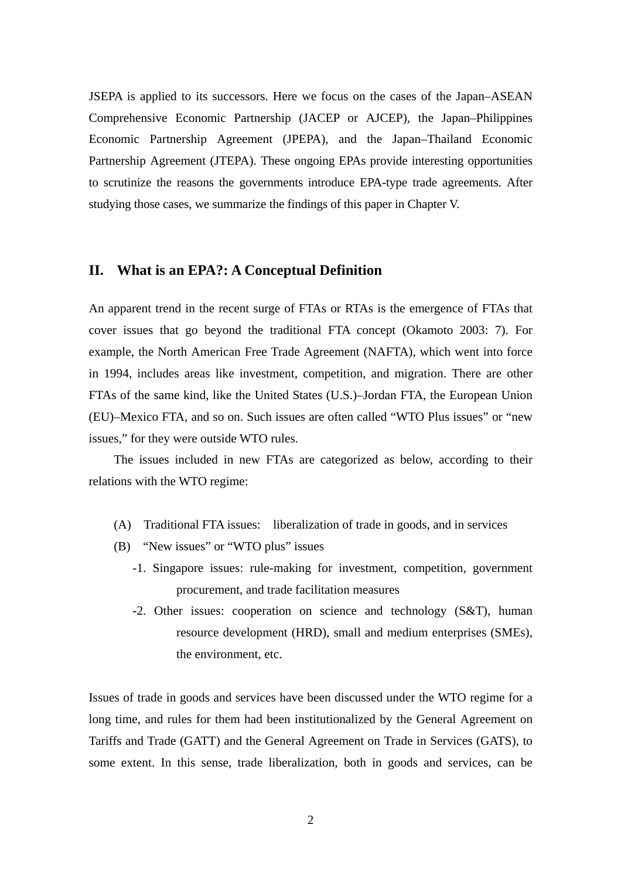JSEPA is applied to its successors. Here we focus on the cases of the Japan–ASEAN Comprehensive Economic Partnership (JACEP or AJCEP), the Japan–Philippines Economic Partnership Agreement (JPEPA), and the Japan–Thailand Economic Partnership Agreement (JTEPA). These ongoing EPAs provide interesting opportunities to scrutinize the reasons the governments introduce EPA-type trade agreements. After studying those cases, we summarize the findings of this paper in Chapter V.

## II. What is an EPA?: A Conceptual Definition

An apparent trend in the recent surge of FTAs or RTAs is the emergence of FTAs that cover issues that go beyond the traditional FTA concept (Okamoto 2003: 7). For example, the North American Free Trade Agreement (NAFTA), which went into force in 1994, includes areas like investment, competition, and migration. There are other FTAs of the same kind, like the United States (U.S.)–Jordan FTA, the European Union (EU)–Mexico FTA, and so on. Such issues are often called "WTO Plus issues" or "new issues," for they were outside WTO rules.

The issues included in new FTAs are categorized as below, according to their relations with the WTO regime:

(A) Traditional FTA issues: liberalization of trade in goods, and in services

(B) "New issues" or "WTO plus" issues

- -1. Singapore issues: rule-making for investment, competition, government procurement, and trade facilitation measures
- -2. Other issues: cooperation on science and technology (S&T), human resource development (HRD), small and medium enterprises (SMEs), the environment, etc.

Issues of trade in goods and services have been discussed under the WTO regime for a long time, and rules for them had been institutionalized by the General Agreement on Tariffs and Trade (GATT) and the General Agreement on Trade in Services (GATS), to some extent. In this sense, trade liberalization, both in goods and services, can be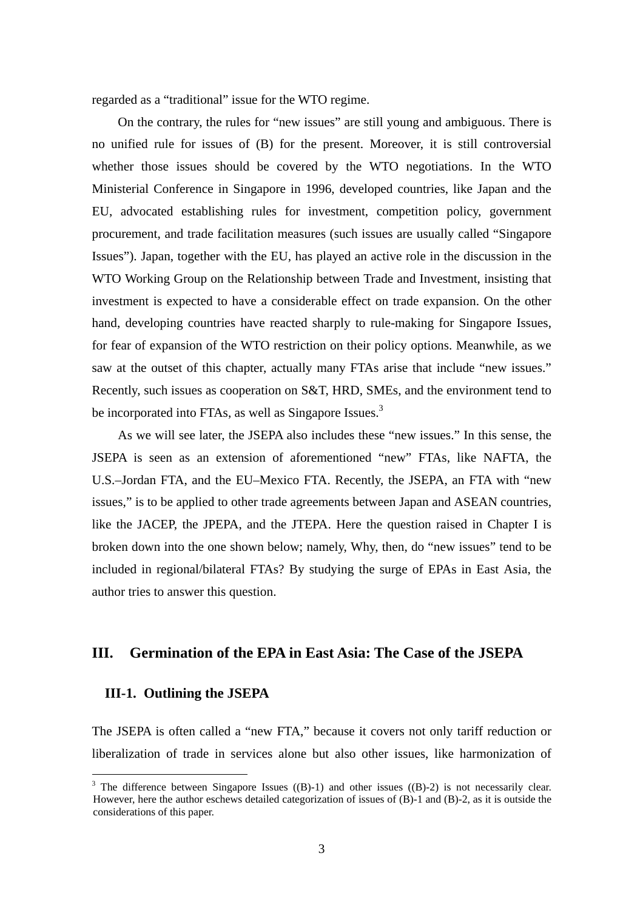regarded as a “traditional” issue for the WTO regime.

On the contrary, the rules for “new issues” are still young and ambiguous. There is no unified rule for issues of (B) for the present. Moreover, it is still controversial whether those issues should be covered by the WTO negotiations. In the WTO Ministerial Conference in Singapore in 1996, developed countries, like Japan and the EU, advocated establishing rules for investment, competition policy, government procurement, and trade facilitation measures (such issues are usually called “Singapore Issues”). Japan, together with the EU, has played an active role in the discussion in the WTO Working Group on the Relationship between Trade and Investment, insisting that investment is expected to have a considerable effect on trade expansion. On the other hand, developing countries have reacted sharply to rule-making for Singapore Issues, for fear of expansion of the WTO restriction on their policy options. Meanwhile, as we saw at the outset of this chapter, actually many FTAs arise that include “new issues.” Recently, such issues as cooperation on S&T, HRD, SMEs, and the environment tend to be incorporated into FTAs, as well as Singapore Issues.[3]

As we will see later, the JSEPA also includes these “new issues.” In this sense, the JSEPA is seen as an extension of aforementioned “new” FTAs, like NAFTA, the U.S.–Jordan FTA, and the EU–Mexico FTA. Recently, the JSEPA, an FTA with “new issues,” is to be applied to other trade agreements between Japan and ASEAN countries, like the JACEP, the JPEPA, and the JTEPA. Here the question raised in Chapter I is broken down into the one shown below; namely, Why, then, do “new issues” tend to be included in regional/bilateral FTAs? By studying the surge of EPAs in East Asia, the author tries to answer this question.

## III. Germination of the EPA in East Asia: The Case of the JSEPA

### III-1. Outlining the JSEPA

The JSEPA is often called a “new FTA,” because it covers not only tariff reduction or liberalization of trade in services alone but also other issues, like harmonization of

[3] The difference between Singapore Issues ((B)-1) and other issues ((B)-2) is not necessarily clear. However, here the author eschews detailed categorization of issues of (B)-1 and (B)-2, as it is outside the considerations of this paper.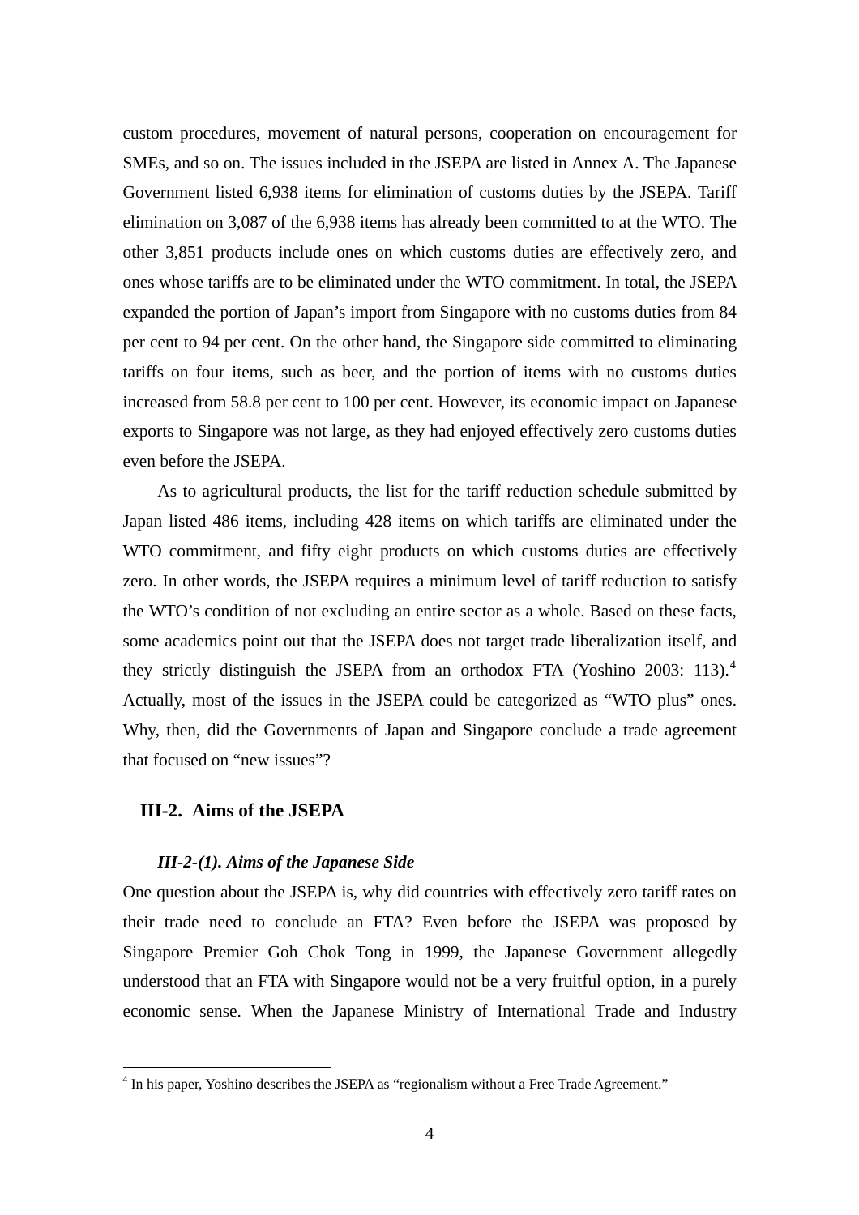custom procedures, movement of natural persons, cooperation on encouragement for SMEs, and so on. The issues included in the JSEPA are listed in Annex A. The Japanese Government listed 6,938 items for elimination of customs duties by the JSEPA. Tariff elimination on 3,087 of the 6,938 items has already been committed to at the WTO. The other 3,851 products include ones on which customs duties are effectively zero, and ones whose tariffs are to be eliminated under the WTO commitment. In total, the JSEPA expanded the portion of Japan's import from Singapore with no customs duties from 84 per cent to 94 per cent. On the other hand, the Singapore side committed to eliminating tariffs on four items, such as beer, and the portion of items with no customs duties increased from 58.8 per cent to 100 per cent. However, its economic impact on Japanese exports to Singapore was not large, as they had enjoyed effectively zero customs duties even before the JSEPA.

As to agricultural products, the list for the tariff reduction schedule submitted by Japan listed 486 items, including 428 items on which tariffs are eliminated under the WTO commitment, and fifty eight products on which customs duties are effectively zero. In other words, the JSEPA requires a minimum level of tariff reduction to satisfy the WTO's condition of not excluding an entire sector as a whole. Based on these facts, some academics point out that the JSEPA does not target trade liberalization itself, and they strictly distinguish the JSEPA from an orthodox FTA (Yoshino 2003: 113).[4] Actually, most of the issues in the JSEPA could be categorized as "WTO plus" ones. Why, then, did the Governments of Japan and Singapore conclude a trade agreement that focused on "new issues"?

## III-2. Aims of the JSEPA

### *III-2-(1). Aims of the Japanese Side*

One question about the JSEPA is, why did countries with effectively zero tariff rates on their trade need to conclude an FTA? Even before the JSEPA was proposed by Singapore Premier Goh Chok Tong in 1999, the Japanese Government allegedly understood that an FTA with Singapore would not be a very fruitful option, in a purely economic sense. When the Japanese Ministry of International Trade and Industry

---

[4] In his paper, Yoshino describes the JSEPA as "regionalism without a Free Trade Agreement."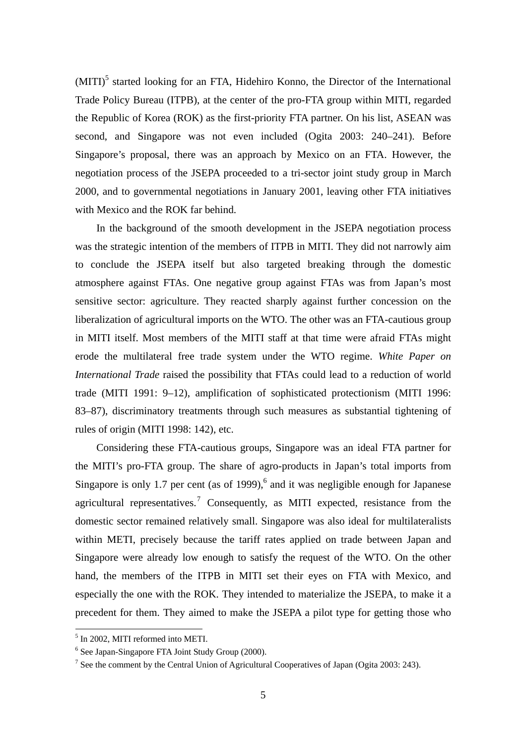(MITI)[5] started looking for an FTA, Hidehiro Konno, the Director of the International Trade Policy Bureau (ITPB), at the center of the pro-FTA group within MITI, regarded the Republic of Korea (ROK) as the first-priority FTA partner. On his list, ASEAN was second, and Singapore was not even included (Ogita 2003: 240–241). Before Singapore's proposal, there was an approach by Mexico on an FTA. However, the negotiation process of the JSEPA proceeded to a tri-sector joint study group in March 2000, and to governmental negotiations in January 2001, leaving other FTA initiatives with Mexico and the ROK far behind.

In the background of the smooth development in the JSEPA negotiation process was the strategic intention of the members of ITPB in MITI. They did not narrowly aim to conclude the JSEPA itself but also targeted breaking through the domestic atmosphere against FTAs. One negative group against FTAs was from Japan's most sensitive sector: agriculture. They reacted sharply against further concession on the liberalization of agricultural imports on the WTO. The other was an FTA-cautious group in MITI itself. Most members of the MITI staff at that time were afraid FTAs might erode the multilateral free trade system under the WTO regime. *White Paper on International Trade* raised the possibility that FTAs could lead to a reduction of world trade (MITI 1991: 9–12), amplification of sophisticated protectionism (MITI 1996: 83–87), discriminatory treatments through such measures as substantial tightening of rules of origin (MITI 1998: 142), etc.

Considering these FTA-cautious groups, Singapore was an ideal FTA partner for the MITI's pro-FTA group. The share of agro-products in Japan's total imports from Singapore is only 1.7 per cent (as of 1999),[6] and it was negligible enough for Japanese agricultural representatives.[7] Consequently, as MITI expected, resistance from the domestic sector remained relatively small. Singapore was also ideal for multilateralists within METI, precisely because the tariff rates applied on trade between Japan and Singapore were already low enough to satisfy the request of the WTO. On the other hand, the members of the ITPB in MITI set their eyes on FTA with Mexico, and especially the one with the ROK. They intended to materialize the JSEPA, to make it a precedent for them. They aimed to make the JSEPA a pilot type for getting those who

---

[5] In 2002, MITI reformed into METI.

[6] See Japan-Singapore FTA Joint Study Group (2000).

[7] See the comment by the Central Union of Agricultural Cooperatives of Japan (Ogita 2003: 243).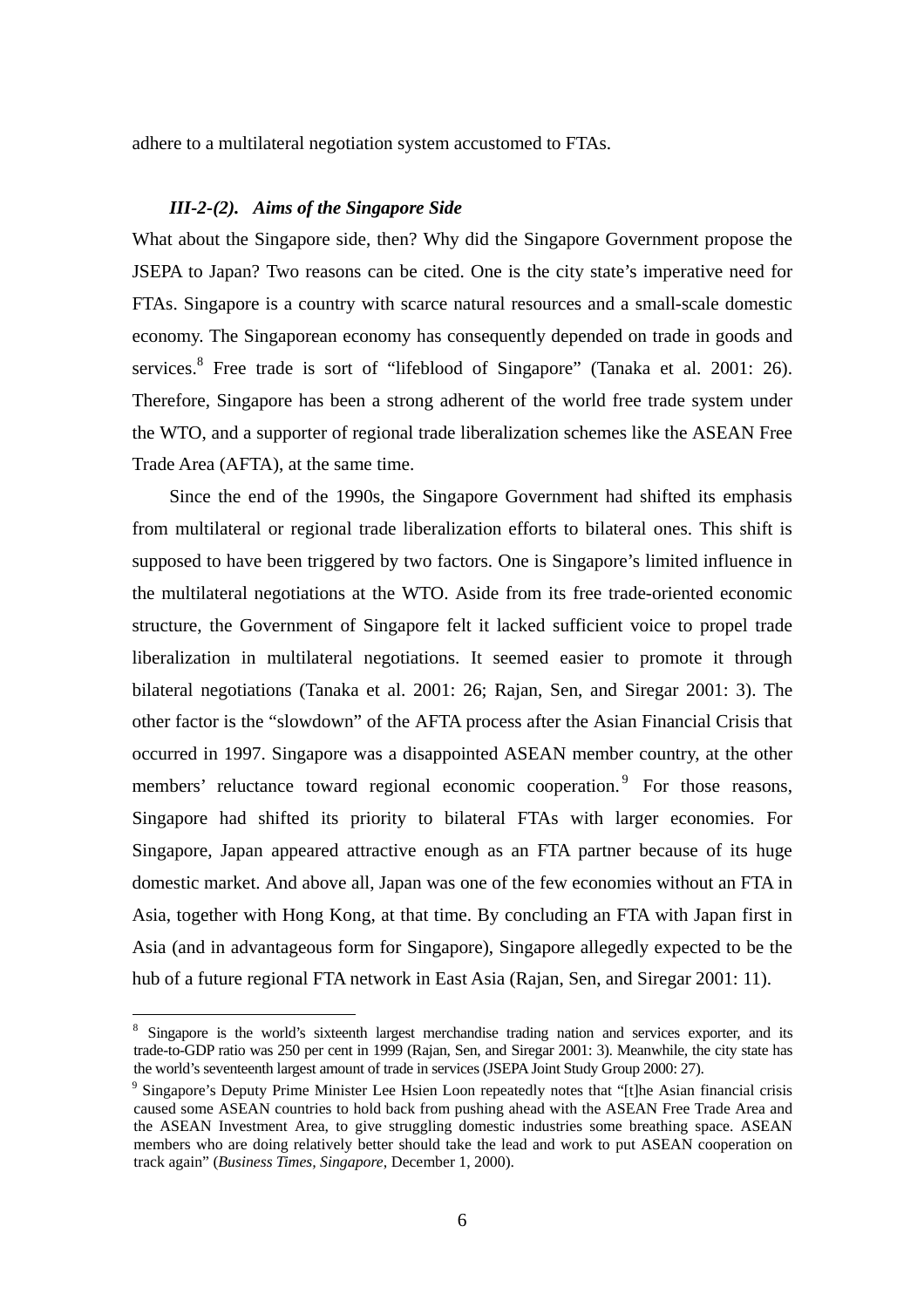adhere to a multilateral negotiation system accustomed to FTAs.

#### *III-2-(2). Aims of the Singapore Side*

What about the Singapore side, then? Why did the Singapore Government propose the JSEPA to Japan? Two reasons can be cited. One is the city state's imperative need for FTAs. Singapore is a country with scarce natural resources and a small-scale domestic economy. The Singaporean economy has consequently depended on trade in goods and services.[8] Free trade is sort of "lifeblood of Singapore" (Tanaka et al. 2001: 26). Therefore, Singapore has been a strong adherent of the world free trade system under the WTO, and a supporter of regional trade liberalization schemes like the ASEAN Free Trade Area (AFTA), at the same time.

Since the end of the 1990s, the Singapore Government had shifted its emphasis from multilateral or regional trade liberalization efforts to bilateral ones. This shift is supposed to have been triggered by two factors. One is Singapore's limited influence in the multilateral negotiations at the WTO. Aside from its free trade-oriented economic structure, the Government of Singapore felt it lacked sufficient voice to propel trade liberalization in multilateral negotiations. It seemed easier to promote it through bilateral negotiations (Tanaka et al. 2001: 26; Rajan, Sen, and Siregar 2001: 3). The other factor is the "slowdown" of the AFTA process after the Asian Financial Crisis that occurred in 1997. Singapore was a disappointed ASEAN member country, at the other members' reluctance toward regional economic cooperation.[9] For those reasons, Singapore had shifted its priority to bilateral FTAs with larger economies. For Singapore, Japan appeared attractive enough as an FTA partner because of its huge domestic market. And above all, Japan was one of the few economies without an FTA in Asia, together with Hong Kong, at that time. By concluding an FTA with Japan first in Asia (and in advantageous form for Singapore), Singapore allegedly expected to be the hub of a future regional FTA network in East Asia (Rajan, Sen, and Siregar 2001: 11).

---

[8] Singapore is the world's sixteenth largest merchandise trading nation and services exporter, and its trade-to-GDP ratio was 250 per cent in 1999 (Rajan, Sen, and Siregar 2001: 3). Meanwhile, the city state has the world's seventeenth largest amount of trade in services (JSEPA Joint Study Group 2000: 27).

[9] Singapore's Deputy Prime Minister Lee Hsien Loon repeatedly notes that "[t]he Asian financial crisis caused some ASEAN countries to hold back from pushing ahead with the ASEAN Free Trade Area and the ASEAN Investment Area, to give struggling domestic industries some breathing space. ASEAN members who are doing relatively better should take the lead and work to put ASEAN cooperation on track again" (*Business Times, Singapore*, December 1, 2000).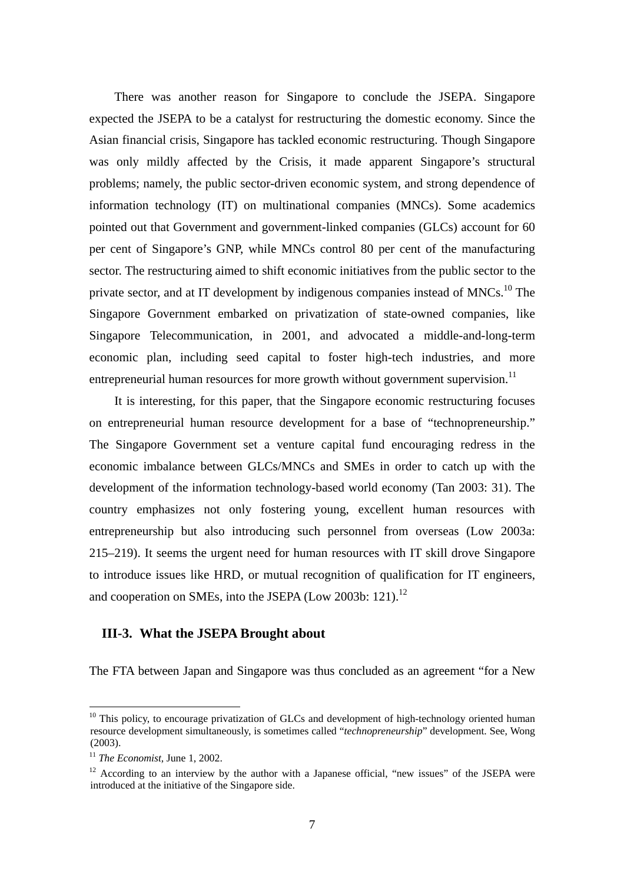There was another reason for Singapore to conclude the JSEPA. Singapore expected the JSEPA to be a catalyst for restructuring the domestic economy. Since the Asian financial crisis, Singapore has tackled economic restructuring. Though Singapore was only mildly affected by the Crisis, it made apparent Singapore's structural problems; namely, the public sector-driven economic system, and strong dependence of information technology (IT) on multinational companies (MNCs). Some academics pointed out that Government and government-linked companies (GLCs) account for 60 per cent of Singapore's GNP, while MNCs control 80 per cent of the manufacturing sector. The restructuring aimed to shift economic initiatives from the public sector to the private sector, and at IT development by indigenous companies instead of MNCs.[10] The Singapore Government embarked on privatization of state-owned companies, like Singapore Telecommunication, in 2001, and advocated a middle-and-long-term economic plan, including seed capital to foster high-tech industries, and more entrepreneurial human resources for more growth without government supervision.[11]

It is interesting, for this paper, that the Singapore economic restructuring focuses on entrepreneurial human resource development for a base of "technopreneurship." The Singapore Government set a venture capital fund encouraging redress in the economic imbalance between GLCs/MNCs and SMEs in order to catch up with the development of the information technology-based world economy (Tan 2003: 31). The country emphasizes not only fostering young, excellent human resources with entrepreneurship but also introducing such personnel from overseas (Low 2003a: 215–219). It seems the urgent need for human resources with IT skill drove Singapore to introduce issues like HRD, or mutual recognition of qualification for IT engineers, and cooperation on SMEs, into the JSEPA (Low 2003b: 121).[12]

### III-3. What the JSEPA Brought about

The FTA between Japan and Singapore was thus concluded as an agreement "for a New

---

[10] This policy, to encourage privatization of GLCs and development of high-technology oriented human resource development simultaneously, is sometimes called "*technopreneurship*" development. See, Wong (2003).

[11] *The Economist*, June 1, 2002.

[12] According to an interview by the author with a Japanese official, "new issues" of the JSEPA were introduced at the initiative of the Singapore side.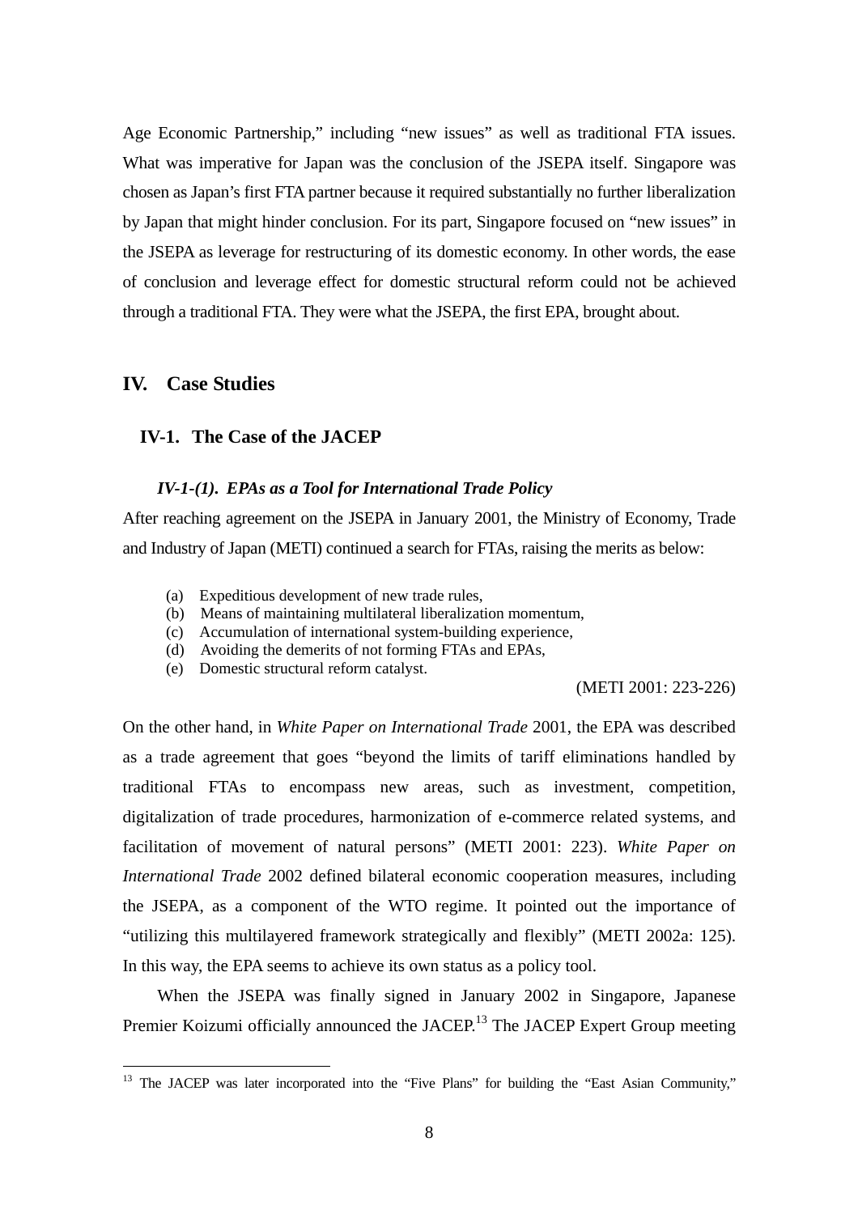Age Economic Partnership," including "new issues" as well as traditional FTA issues. What was imperative for Japan was the conclusion of the JSEPA itself. Singapore was chosen as Japan's first FTA partner because it required substantially no further liberalization by Japan that might hinder conclusion. For its part, Singapore focused on "new issues" in the JSEPA as leverage for restructuring of its domestic economy. In other words, the ease of conclusion and leverage effect for domestic structural reform could not be achieved through a traditional FTA. They were what the JSEPA, the first EPA, brought about.

## IV. Case Studies

### IV-1. The Case of the JACEP

#### *IV-1-(1). EPAs as a Tool for International Trade Policy*

After reaching agreement on the JSEPA in January 2001, the Ministry of Economy, Trade and Industry of Japan (METI) continued a search for FTAs, raising the merits as below:

(a) Expeditious development of new trade rules,
(b) Means of maintaining multilateral liberalization momentum,
(c) Accumulation of international system-building experience,
(d) Avoiding the demerits of not forming FTAs and EPAs,
(e) Domestic structural reform catalyst.

(METI 2001: 223-226)

On the other hand, in *White Paper on International Trade* 2001, the EPA was described as a trade agreement that goes "beyond the limits of tariff eliminations handled by traditional FTAs to encompass new areas, such as investment, competition, digitalization of trade procedures, harmonization of e-commerce related systems, and facilitation of movement of natural persons" (METI 2001: 223). *White Paper on International Trade* 2002 defined bilateral economic cooperation measures, including the JSEPA, as a component of the WTO regime. It pointed out the importance of "utilizing this multilayered framework strategically and flexibly" (METI 2002a: 125). In this way, the EPA seems to achieve its own status as a policy tool.

When the JSEPA was finally signed in January 2002 in Singapore, Japanese Premier Koizumi officially announced the JACEP.[13] The JACEP Expert Group meeting

[13] The JACEP was later incorporated into the "Five Plans" for building the "East Asian Community,"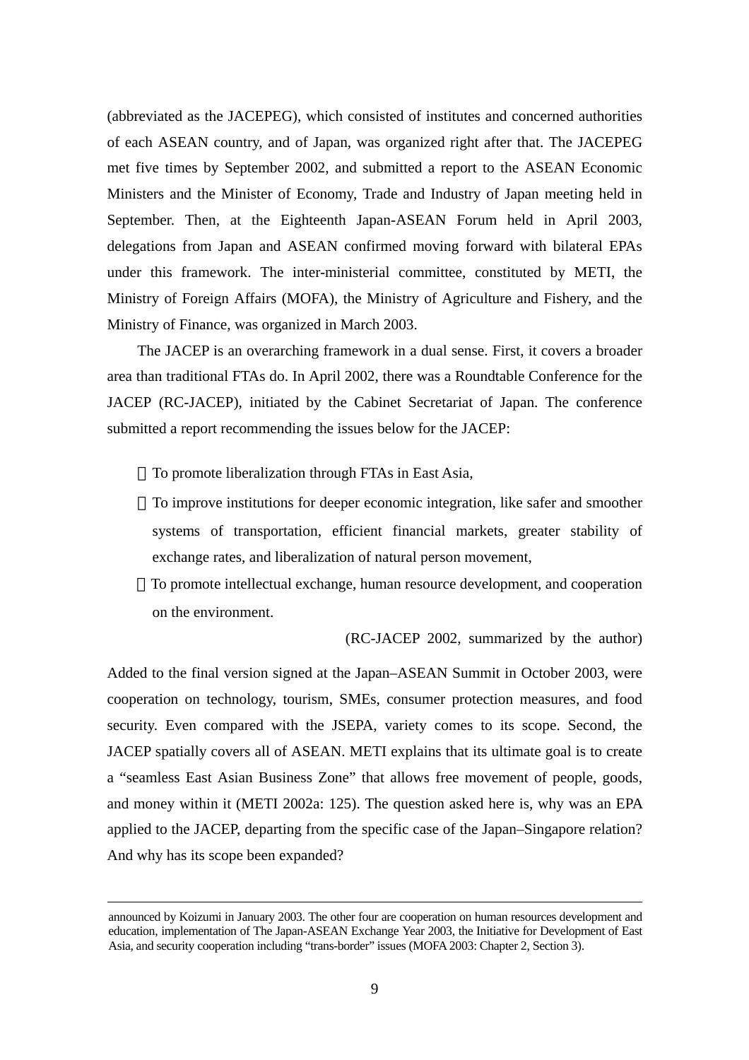(abbreviated as the JACEPEG), which consisted of institutes and concerned authorities of each ASEAN country, and of Japan, was organized right after that. The JACEPEG met five times by September 2002, and submitted a report to the ASEAN Economic Ministers and the Minister of Economy, Trade and Industry of Japan meeting held in September. Then, at the Eighteenth Japan-ASEAN Forum held in April 2003, delegations from Japan and ASEAN confirmed moving forward with bilateral EPAs under this framework. The inter-ministerial committee, constituted by METI, the Ministry of Foreign Affairs (MOFA), the Ministry of Agriculture and Fishery, and the Ministry of Finance, was organized in March 2003.

The JACEP is an overarching framework in a dual sense. First, it covers a broader area than traditional FTAs do. In April 2002, there was a Roundtable Conference for the JACEP (RC-JACEP), initiated by the Cabinet Secretariat of Japan. The conference submitted a report recommending the issues below for the JACEP:

- To promote liberalization through FTAs in East Asia,
- To improve institutions for deeper economic integration, like safer and smoother systems of transportation, efficient financial markets, greater stability of exchange rates, and liberalization of natural person movement,
- To promote intellectual exchange, human resource development, and cooperation on the environment.

(RC-JACEP 2002, summarized by the author)

Added to the final version signed at the Japan–ASEAN Summit in October 2003, were cooperation on technology, tourism, SMEs, consumer protection measures, and food security. Even compared with the JSEPA, variety comes to its scope. Second, the JACEP spatially covers all of ASEAN. METI explains that its ultimate goal is to create a “seamless East Asian Business Zone” that allows free movement of people, goods, and money within it (METI 2002a: 125). The question asked here is, why was an EPA applied to the JACEP, departing from the specific case of the Japan–Singapore relation? And why has its scope been expanded?

---

announced by Koizumi in January 2003. The other four are cooperation on human resources development and education, implementation of The Japan-ASEAN Exchange Year 2003, the Initiative for Development of East Asia, and security cooperation including “trans-border” issues (MOFA 2003: Chapter 2, Section 3).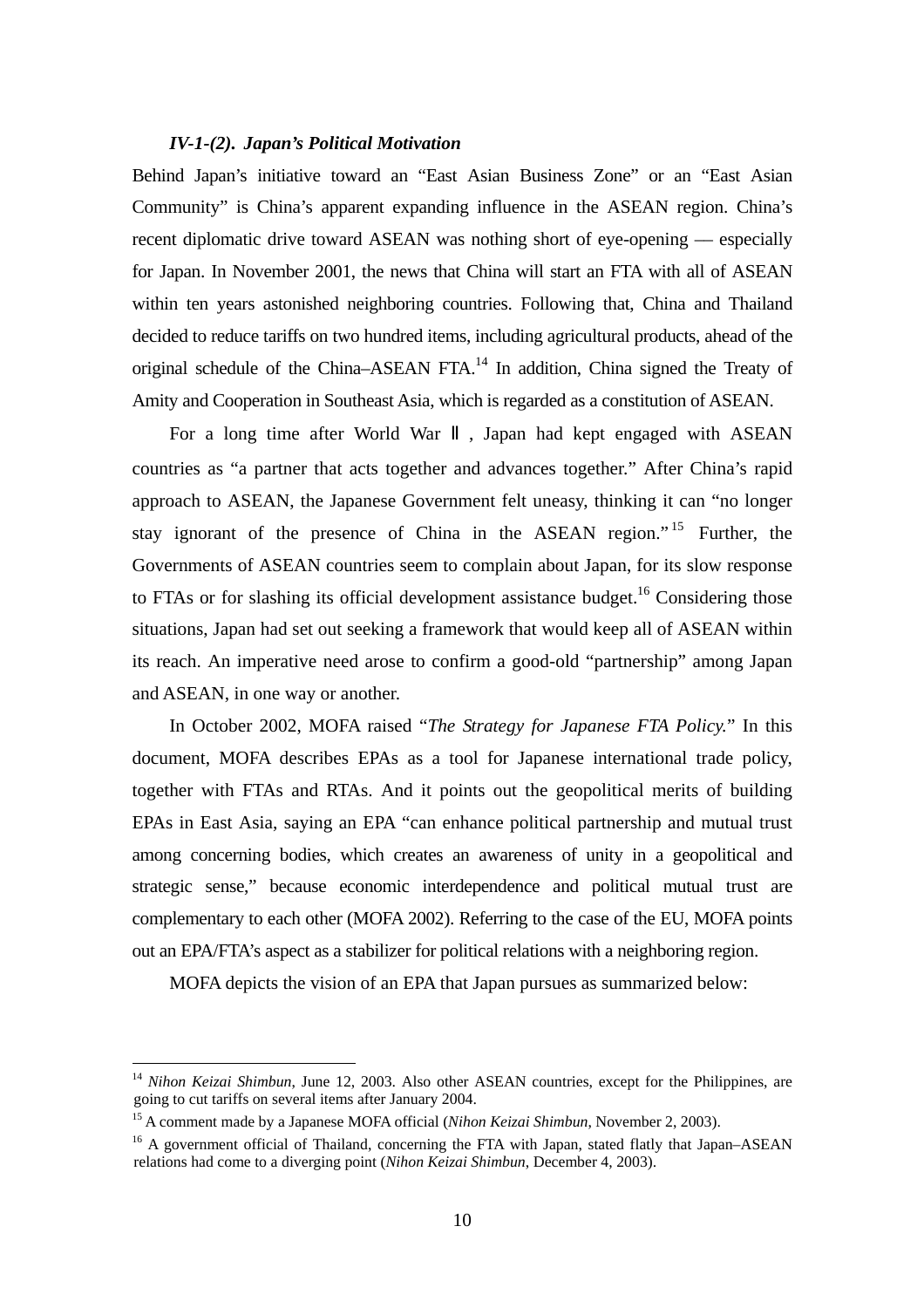#### *IV-1-(2). Japan's Political Motivation*

Behind Japan's initiative toward an "East Asian Business Zone" or an "East Asian Community" is China's apparent expanding influence in the ASEAN region. China's recent diplomatic drive toward ASEAN was nothing short of eye-opening — especially for Japan. In November 2001, the news that China will start an FTA with all of ASEAN within ten years astonished neighboring countries. Following that, China and Thailand decided to reduce tariffs on two hundred items, including agricultural products, ahead of the original schedule of the China–ASEAN FTA.[14] In addition, China signed the Treaty of Amity and Cooperation in Southeast Asia, which is regarded as a constitution of ASEAN.

For a long time after World War Ⅱ, Japan had kept engaged with ASEAN countries as "a partner that acts together and advances together." After China's rapid approach to ASEAN, the Japanese Government felt uneasy, thinking it can "no longer stay ignorant of the presence of China in the ASEAN region."[15] Further, the Governments of ASEAN countries seem to complain about Japan, for its slow response to FTAs or for slashing its official development assistance budget.[16] Considering those situations, Japan had set out seeking a framework that would keep all of ASEAN within its reach. An imperative need arose to confirm a good-old "partnership" among Japan and ASEAN, in one way or another.

In October 2002, MOFA raised "*The Strategy for Japanese FTA Policy.*" In this document, MOFA describes EPAs as a tool for Japanese international trade policy, together with FTAs and RTAs. And it points out the geopolitical merits of building EPAs in East Asia, saying an EPA "can enhance political partnership and mutual trust among concerning bodies, which creates an awareness of unity in a geopolitical and strategic sense," because economic interdependence and political mutual trust are complementary to each other (MOFA 2002). Referring to the case of the EU, MOFA points out an EPA/FTA's aspect as a stabilizer for political relations with a neighboring region.

MOFA depicts the vision of an EPA that Japan pursues as summarized below:

---

[14] *Nihon Keizai Shimbun*, June 12, 2003. Also other ASEAN countries, except for the Philippines, are going to cut tariffs on several items after January 2004.

[15] A comment made by a Japanese MOFA official (*Nihon Keizai Shimbun*, November 2, 2003).

[16] A government official of Thailand, concerning the FTA with Japan, stated flatly that Japan–ASEAN relations had come to a diverging point (*Nihon Keizai Shimbun*, December 4, 2003).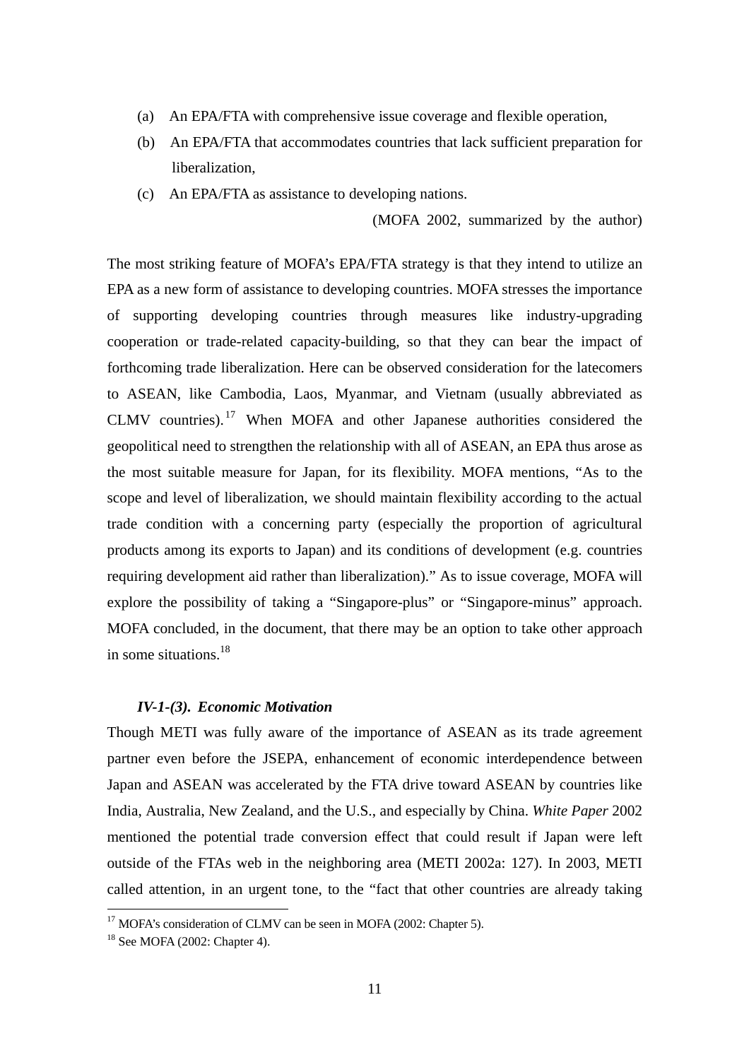(a) An EPA/FTA with comprehensive issue coverage and flexible operation,

(b) An EPA/FTA that accommodates countries that lack sufficient preparation for liberalization,

(c) An EPA/FTA as assistance to developing nations.

(MOFA 2002, summarized by the author)

The most striking feature of MOFA's EPA/FTA strategy is that they intend to utilize an EPA as a new form of assistance to developing countries. MOFA stresses the importance of supporting developing countries through measures like industry-upgrading cooperation or trade-related capacity-building, so that they can bear the impact of forthcoming trade liberalization. Here can be observed consideration for the latecomers to ASEAN, like Cambodia, Laos, Myanmar, and Vietnam (usually abbreviated as CLMV countries).[17] When MOFA and other Japanese authorities considered the geopolitical need to strengthen the relationship with all of ASEAN, an EPA thus arose as the most suitable measure for Japan, for its flexibility. MOFA mentions, "As to the scope and level of liberalization, we should maintain flexibility according to the actual trade condition with a concerning party (especially the proportion of agricultural products among its exports to Japan) and its conditions of development (e.g. countries requiring development aid rather than liberalization)." As to issue coverage, MOFA will explore the possibility of taking a "Singapore-plus" or "Singapore-minus" approach. MOFA concluded, in the document, that there may be an option to take other approach in some situations.[18]

### *IV-1-(3). Economic Motivation*

Though METI was fully aware of the importance of ASEAN as its trade agreement partner even before the JSEPA, enhancement of economic interdependence between Japan and ASEAN was accelerated by the FTA drive toward ASEAN by countries like India, Australia, New Zealand, and the U.S., and especially by China. *White Paper* 2002 mentioned the potential trade conversion effect that could result if Japan were left outside of the FTAs web in the neighboring area (METI 2002a: 127). In 2003, METI called attention, in an urgent tone, to the "fact that other countries are already taking

---

[17] MOFA's consideration of CLMV can be seen in MOFA (2002: Chapter 5).

[18] See MOFA (2002: Chapter 4).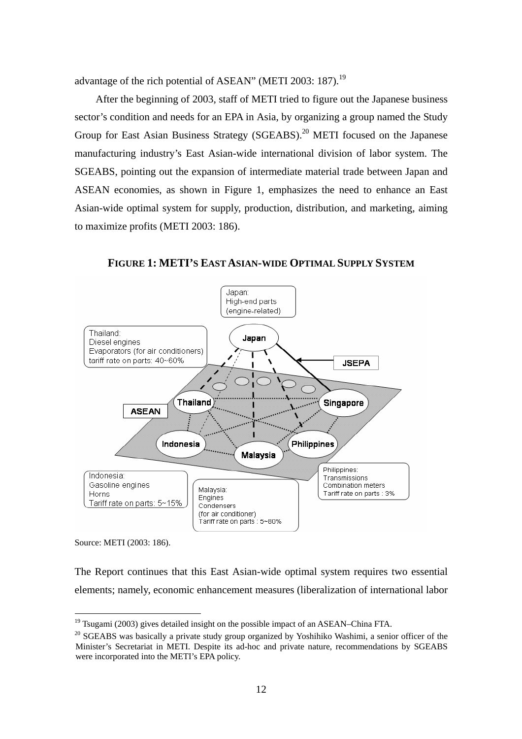advantage of the rich potential of ASEAN" (METI 2003: 187).[19]

After the beginning of 2003, staff of METI tried to figure out the Japanese business sector's condition and needs for an EPA in Asia, by organizing a group named the Study Group for East Asian Business Strategy (SGEABS).[20] METI focused on the Japanese manufacturing industry's East Asian-wide international division of labor system. The SGEABS, pointing out the expansion of intermediate material trade between Japan and ASEAN economies, as shown in Figure 1, emphasizes the need to enhance an East Asian-wide optimal system for supply, production, distribution, and marketing, aiming to maximize profits (METI 2003: 186).

**FIGURE 1: METI'S EAST ASIAN-WIDE OPTIMAL SUPPLY SYSTEM**

Japan: High-end parts (engine-related)

Thailand: Diesel engines, Evaporators (for air conditioners), tariff rate on parts: 40~60%

Indonesia: Gasoline engines, Horns, Tariff rate on parts: 5~15%

Malaysia: Engines, Condensers (for air conditioner), Tariff rate on parts: 5~80%

Philippines: Transmissions, Combination meters, Tariff rate on parts: 3%

JSEPA (Japan–Singapore); ASEAN (Thailand, Singapore, Indonesia, Malaysia, Philippines)

Source: METI (2003: 186).

The Report continues that this East Asian-wide optimal system requires two essential elements; namely, economic enhancement measures (liberalization of international labor

[19] Tsugami (2003) gives detailed insight on the possible impact of an ASEAN–China FTA.

[20] SGEABS was basically a private study group organized by Yoshihiko Washimi, a senior officer of the Minister's Secretariat in METI. Despite its ad-hoc and private nature, recommendations by SGEABS were incorporated into the METI's EPA policy.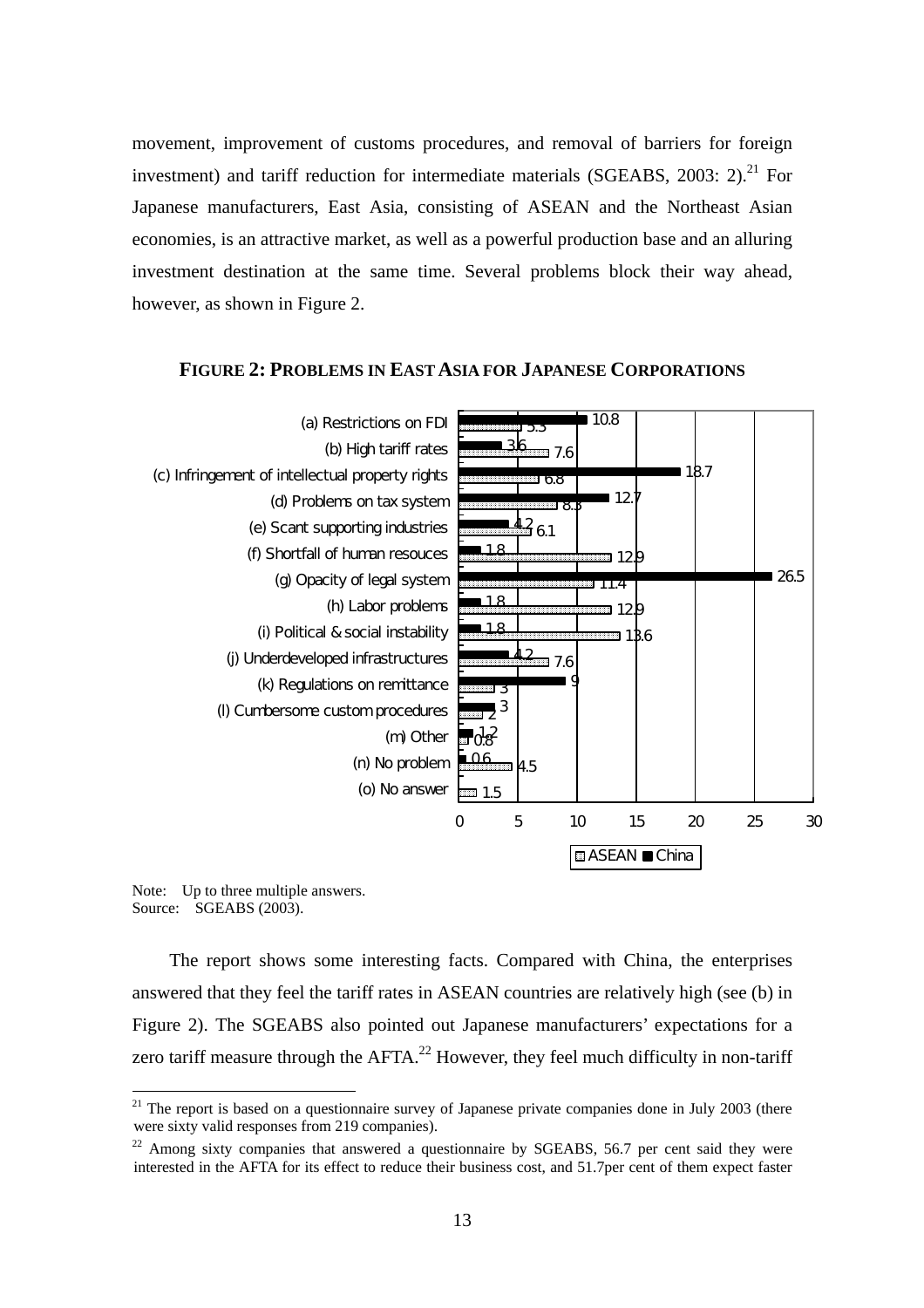movement, improvement of customs procedures, and removal of barriers for foreign investment) and tariff reduction for intermediate materials (SGEABS, 2003: 2).[21] For Japanese manufacturers, East Asia, consisting of ASEAN and the Northeast Asian economies, is an attractive market, as well as a powerful production base and an alluring investment destination at the same time. Several problems block their way ahead, however, as shown in Figure 2.

**FIGURE 2: PROBLEMS IN EAST ASIA FOR JAPANESE CORPORATIONS**

| | ASEAN | China |
|---|---|---|
| (a) Restrictions on FDI | 5.3 | 10.8 |
| (b) High tariff rates | 7.6 | 3.6 |
| (c) Infringement of intellectual property rights | 6.8 | 18.7 |
| (d) Problems on tax system | 8.3 | 12.7 |
| (e) Scant supporting industries | 6.1 | 4.2 |
| (f) Shortfall of human resouces | 12.9 | 1.8 |
| (g) Opacity of legal system | 11.4 | 26.5 |
| (h) Labor problems | 12.9 | 1.8 |
| (i) Political & social instability | 13.6 | 1.8 |
| (j) Underdeveloped infrastructures | 7.6 | 4.2 |
| (k) Regulations on remittance | 3 | 9 |
| (l) Cumbersome custom procedures | 2 | 3 |
| (m) Other | 0.8 | 1.2 |
| (n) No problem | 4.5 | 0.6 |
| (o) No answer | 1.5 | |

Note: Up to three multiple answers.
Source: SGEABS (2003).

The report shows some interesting facts. Compared with China, the enterprises answered that they feel the tariff rates in ASEAN countries are relatively high (see (b) in Figure 2). The SGEABS also pointed out Japanese manufacturers' expectations for a zero tariff measure through the AFTA.[22] However, they feel much difficulty in non-tariff

[21] The report is based on a questionnaire survey of Japanese private companies done in July 2003 (there were sixty valid responses from 219 companies).

[22] Among sixty companies that answered a questionnaire by SGEABS, 56.7 per cent said they were interested in the AFTA for its effect to reduce their business cost, and 51.7per cent of them expect faster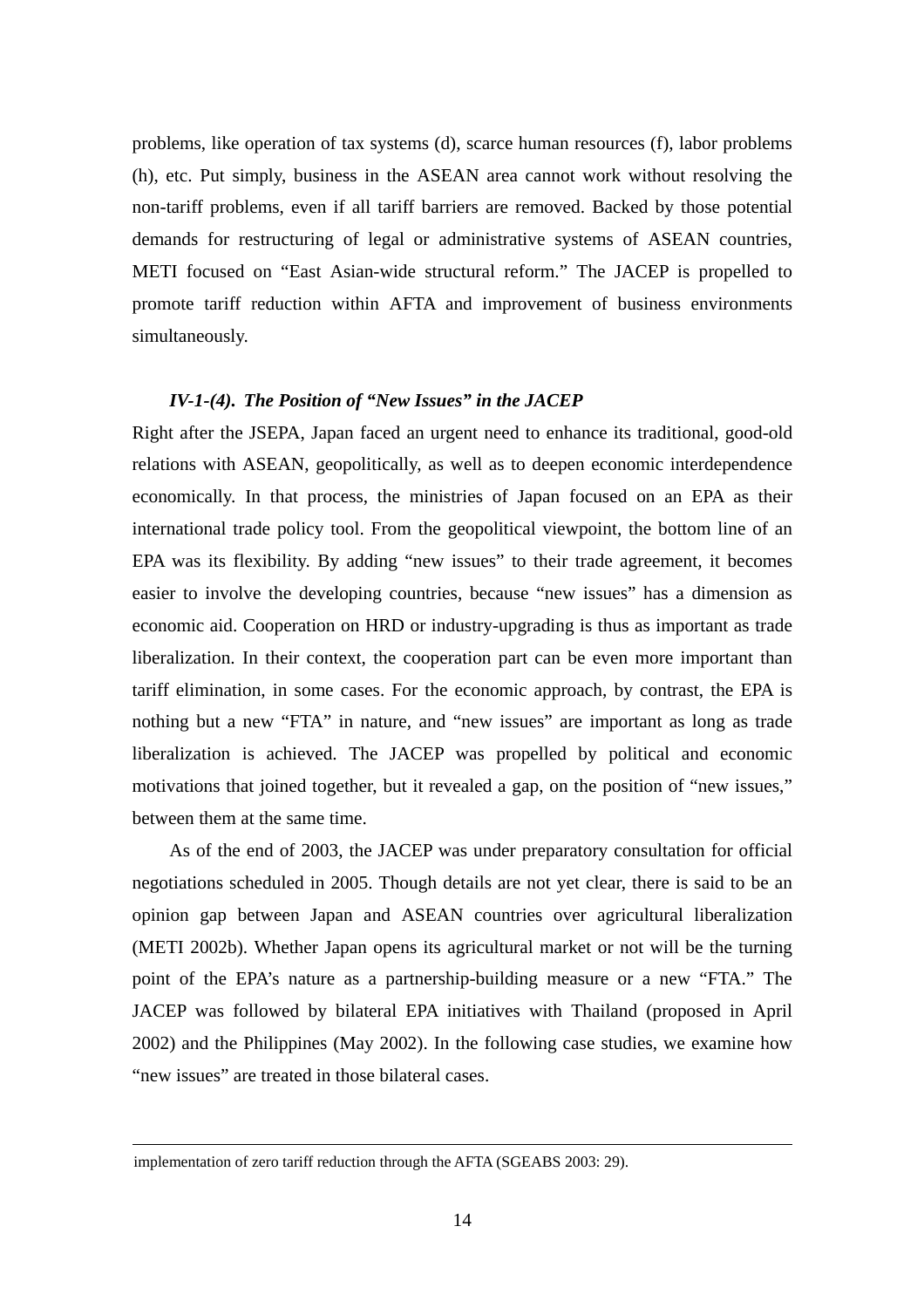problems, like operation of tax systems (d), scarce human resources (f), labor problems (h), etc. Put simply, business in the ASEAN area cannot work without resolving the non-tariff problems, even if all tariff barriers are removed. Backed by those potential demands for restructuring of legal or administrative systems of ASEAN countries, METI focused on "East Asian-wide structural reform." The JACEP is propelled to promote tariff reduction within AFTA and improvement of business environments simultaneously.

### *IV-1-(4). The Position of "New Issues" in the JACEP*

Right after the JSEPA, Japan faced an urgent need to enhance its traditional, good-old relations with ASEAN, geopolitically, as well as to deepen economic interdependence economically. In that process, the ministries of Japan focused on an EPA as their international trade policy tool. From the geopolitical viewpoint, the bottom line of an EPA was its flexibility. By adding "new issues" to their trade agreement, it becomes easier to involve the developing countries, because "new issues" has a dimension as economic aid. Cooperation on HRD or industry-upgrading is thus as important as trade liberalization. In their context, the cooperation part can be even more important than tariff elimination, in some cases. For the economic approach, by contrast, the EPA is nothing but a new "FTA" in nature, and "new issues" are important as long as trade liberalization is achieved. The JACEP was propelled by political and economic motivations that joined together, but it revealed a gap, on the position of "new issues," between them at the same time.

As of the end of 2003, the JACEP was under preparatory consultation for official negotiations scheduled in 2005. Though details are not yet clear, there is said to be an opinion gap between Japan and ASEAN countries over agricultural liberalization (METI 2002b). Whether Japan opens its agricultural market or not will be the turning point of the EPA's nature as a partnership-building measure or a new "FTA." The JACEP was followed by bilateral EPA initiatives with Thailand (proposed in April 2002) and the Philippines (May 2002). In the following case studies, we examine how "new issues" are treated in those bilateral cases.

---

implementation of zero tariff reduction through the AFTA (SGEABS 2003: 29).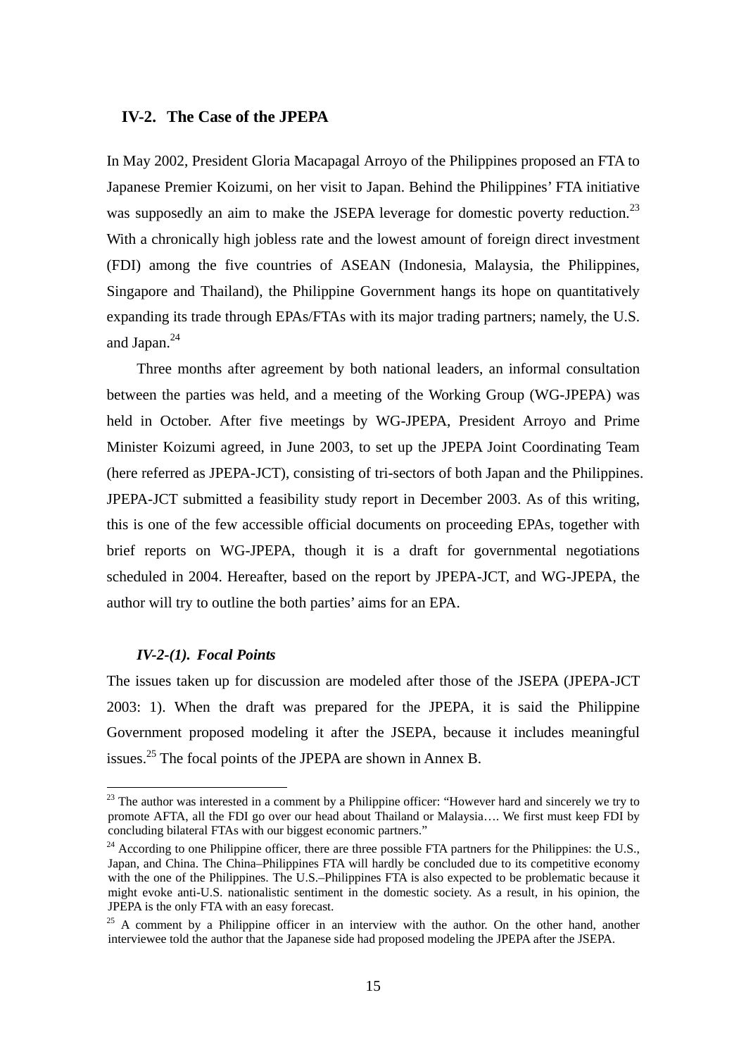### IV-2. The Case of the JPEPA

In May 2002, President Gloria Macapagal Arroyo of the Philippines proposed an FTA to Japanese Premier Koizumi, on her visit to Japan. Behind the Philippines' FTA initiative was supposedly an aim to make the JSEPA leverage for domestic poverty reduction.[23] With a chronically high jobless rate and the lowest amount of foreign direct investment (FDI) among the five countries of ASEAN (Indonesia, Malaysia, the Philippines, Singapore and Thailand), the Philippine Government hangs its hope on quantitatively expanding its trade through EPAs/FTAs with its major trading partners; namely, the U.S. and Japan.[24]

Three months after agreement by both national leaders, an informal consultation between the parties was held, and a meeting of the Working Group (WG-JPEPA) was held in October. After five meetings by WG-JPEPA, President Arroyo and Prime Minister Koizumi agreed, in June 2003, to set up the JPEPA Joint Coordinating Team (here referred as JPEPA-JCT), consisting of tri-sectors of both Japan and the Philippines. JPEPA-JCT submitted a feasibility study report in December 2003. As of this writing, this is one of the few accessible official documents on proceeding EPAs, together with brief reports on WG-JPEPA, though it is a draft for governmental negotiations scheduled in 2004. Hereafter, based on the report by JPEPA-JCT, and WG-JPEPA, the author will try to outline the both parties' aims for an EPA.

#### *IV-2-(1). Focal Points*

The issues taken up for discussion are modeled after those of the JSEPA (JPEPA-JCT 2003: 1). When the draft was prepared for the JPEPA, it is said the Philippine Government proposed modeling it after the JSEPA, because it includes meaningful issues.[25] The focal points of the JPEPA are shown in Annex B.

---

[23] The author was interested in a comment by a Philippine officer: "However hard and sincerely we try to promote AFTA, all the FDI go over our head about Thailand or Malaysia…. We first must keep FDI by concluding bilateral FTAs with our biggest economic partners."

[24] According to one Philippine officer, there are three possible FTA partners for the Philippines: the U.S., Japan, and China. The China–Philippines FTA will hardly be concluded due to its competitive economy with the one of the Philippines. The U.S.–Philippines FTA is also expected to be problematic because it might evoke anti-U.S. nationalistic sentiment in the domestic society. As a result, in his opinion, the JPEPA is the only FTA with an easy forecast.

[25] A comment by a Philippine officer in an interview with the author. On the other hand, another interviewee told the author that the Japanese side had proposed modeling the JPEPA after the JSEPA.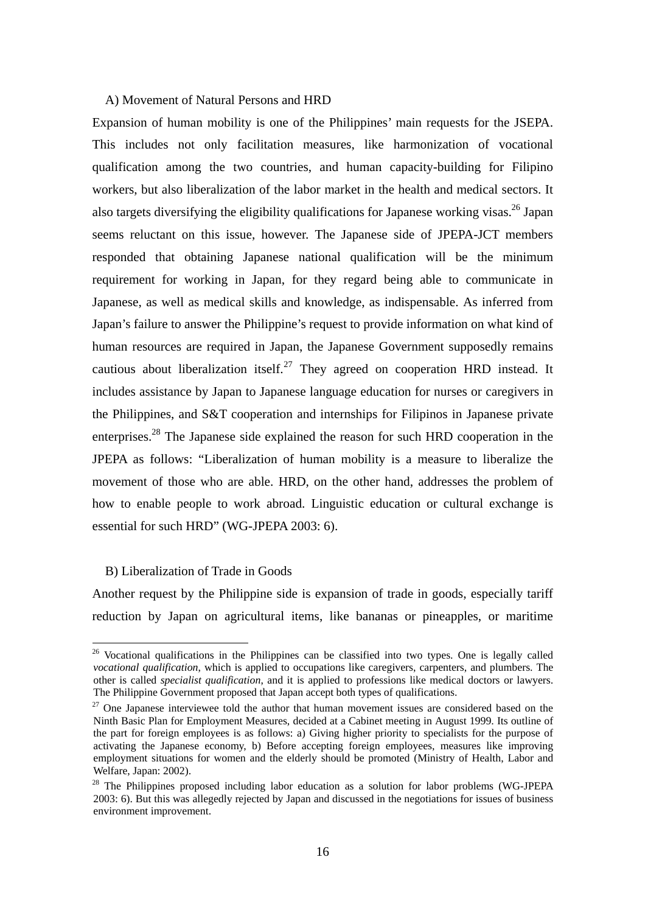A) Movement of Natural Persons and HRD

Expansion of human mobility is one of the Philippines' main requests for the JSEPA. This includes not only facilitation measures, like harmonization of vocational qualification among the two countries, and human capacity-building for Filipino workers, but also liberalization of the labor market in the health and medical sectors. It also targets diversifying the eligibility qualifications for Japanese working visas.[26] Japan seems reluctant on this issue, however. The Japanese side of JPEPA-JCT members responded that obtaining Japanese national qualification will be the minimum requirement for working in Japan, for they regard being able to communicate in Japanese, as well as medical skills and knowledge, as indispensable. As inferred from Japan's failure to answer the Philippine's request to provide information on what kind of human resources are required in Japan, the Japanese Government supposedly remains cautious about liberalization itself.[27] They agreed on cooperation HRD instead. It includes assistance by Japan to Japanese language education for nurses or caregivers in the Philippines, and S&T cooperation and internships for Filipinos in Japanese private enterprises.[28] The Japanese side explained the reason for such HRD cooperation in the JPEPA as follows: "Liberalization of human mobility is a measure to liberalize the movement of those who are able. HRD, on the other hand, addresses the problem of how to enable people to work abroad. Linguistic education or cultural exchange is essential for such HRD" (WG-JPEPA 2003: 6).

B) Liberalization of Trade in Goods

Another request by the Philippine side is expansion of trade in goods, especially tariff reduction by Japan on agricultural items, like bananas or pineapples, or maritime

---

[26] Vocational qualifications in the Philippines can be classified into two types. One is legally called *vocational qualification*, which is applied to occupations like caregivers, carpenters, and plumbers. The other is called *specialist qualification*, and it is applied to professions like medical doctors or lawyers. The Philippine Government proposed that Japan accept both types of qualifications.

[27] One Japanese interviewee told the author that human movement issues are considered based on the Ninth Basic Plan for Employment Measures, decided at a Cabinet meeting in August 1999. Its outline of the part for foreign employees is as follows: a) Giving higher priority to specialists for the purpose of activating the Japanese economy, b) Before accepting foreign employees, measures like improving employment situations for women and the elderly should be promoted (Ministry of Health, Labor and Welfare, Japan: 2002).

[28] The Philippines proposed including labor education as a solution for labor problems (WG-JPEPA 2003: 6). But this was allegedly rejected by Japan and discussed in the negotiations for issues of business environment improvement.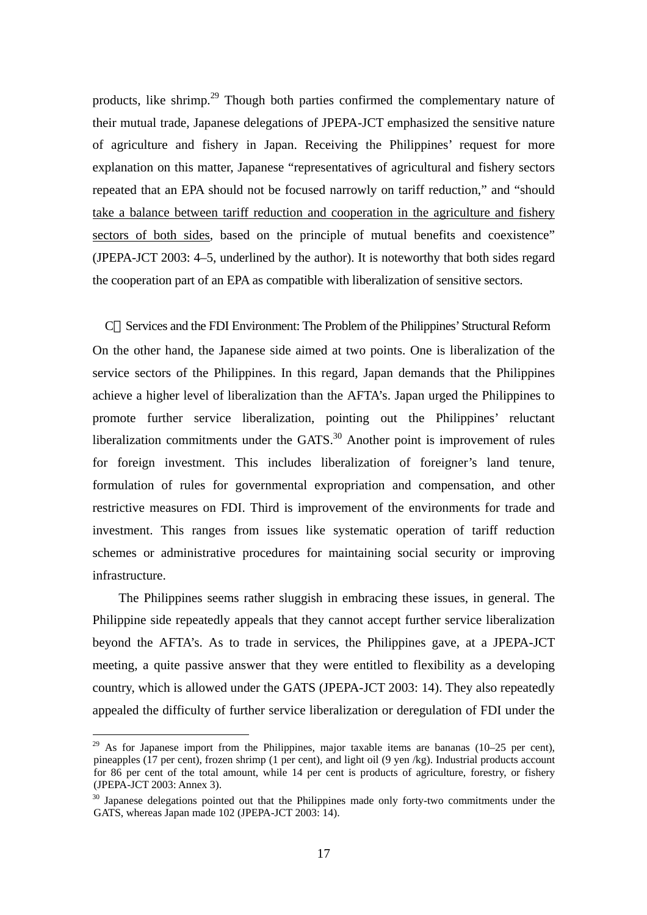products, like shrimp.[29] Though both parties confirmed the complementary nature of their mutual trade, Japanese delegations of JPEPA-JCT emphasized the sensitive nature of agriculture and fishery in Japan. Receiving the Philippines' request for more explanation on this matter, Japanese "representatives of agricultural and fishery sectors repeated that an EPA should not be focused narrowly on tariff reduction," and "should <u>take a balance between tariff reduction and cooperation in the agriculture and fishery sectors of both sides</u>, based on the principle of mutual benefits and coexistence" (JPEPA-JCT 2003: 4–5, underlined by the author). It is noteworthy that both sides regard the cooperation part of an EPA as compatible with liberalization of sensitive sectors.

### C　Services and the FDI Environment: The Problem of the Philippines' Structural Reform

On the other hand, the Japanese side aimed at two points. One is liberalization of the service sectors of the Philippines. In this regard, Japan demands that the Philippines achieve a higher level of liberalization than the AFTA's. Japan urged the Philippines to promote further service liberalization, pointing out the Philippines' reluctant liberalization commitments under the GATS.[30] Another point is improvement of rules for foreign investment. This includes liberalization of foreigner's land tenure, formulation of rules for governmental expropriation and compensation, and other restrictive measures on FDI. Third is improvement of the environments for trade and investment. This ranges from issues like systematic operation of tariff reduction schemes or administrative procedures for maintaining social security or improving infrastructure.

The Philippines seems rather sluggish in embracing these issues, in general. The Philippine side repeatedly appeals that they cannot accept further service liberalization beyond the AFTA's. As to trade in services, the Philippines gave, at a JPEPA-JCT meeting, a quite passive answer that they were entitled to flexibility as a developing country, which is allowed under the GATS (JPEPA-JCT 2003: 14). They also repeatedly appealed the difficulty of further service liberalization or deregulation of FDI under the

---

[29] As for Japanese import from the Philippines, major taxable items are bananas (10–25 per cent), pineapples (17 per cent), frozen shrimp (1 per cent), and light oil (9 yen /kg). Industrial products account for 86 per cent of the total amount, while 14 per cent is products of agriculture, forestry, or fishery (JPEPA-JCT 2003: Annex 3).

[30] Japanese delegations pointed out that the Philippines made only forty-two commitments under the GATS, whereas Japan made 102 (JPEPA-JCT 2003: 14).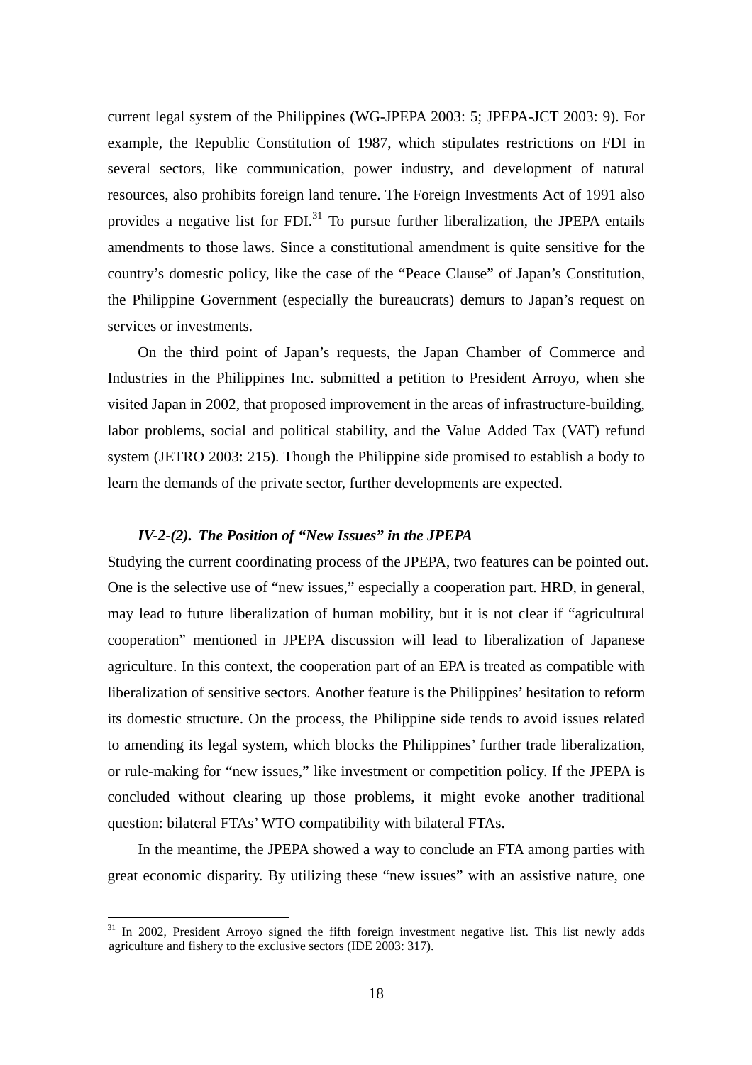current legal system of the Philippines (WG-JPEPA 2003: 5; JPEPA-JCT 2003: 9). For example, the Republic Constitution of 1987, which stipulates restrictions on FDI in several sectors, like communication, power industry, and development of natural resources, also prohibits foreign land tenure. The Foreign Investments Act of 1991 also provides a negative list for FDI.[31] To pursue further liberalization, the JPEPA entails amendments to those laws. Since a constitutional amendment is quite sensitive for the country's domestic policy, like the case of the "Peace Clause" of Japan's Constitution, the Philippine Government (especially the bureaucrats) demurs to Japan's request on services or investments.

On the third point of Japan's requests, the Japan Chamber of Commerce and Industries in the Philippines Inc. submitted a petition to President Arroyo, when she visited Japan in 2002, that proposed improvement in the areas of infrastructure-building, labor problems, social and political stability, and the Value Added Tax (VAT) refund system (JETRO 2003: 215). Though the Philippine side promised to establish a body to learn the demands of the private sector, further developments are expected.

### *IV-2-(2). The Position of "New Issues" in the JPEPA*

Studying the current coordinating process of the JPEPA, two features can be pointed out. One is the selective use of "new issues," especially a cooperation part. HRD, in general, may lead to future liberalization of human mobility, but it is not clear if "agricultural cooperation" mentioned in JPEPA discussion will lead to liberalization of Japanese agriculture. In this context, the cooperation part of an EPA is treated as compatible with liberalization of sensitive sectors. Another feature is the Philippines' hesitation to reform its domestic structure. On the process, the Philippine side tends to avoid issues related to amending its legal system, which blocks the Philippines' further trade liberalization, or rule-making for "new issues," like investment or competition policy. If the JPEPA is concluded without clearing up those problems, it might evoke another traditional question: bilateral FTAs' WTO compatibility with bilateral FTAs.

In the meantime, the JPEPA showed a way to conclude an FTA among parties with great economic disparity. By utilizing these "new issues" with an assistive nature, one

---

[31] In 2002, President Arroyo signed the fifth foreign investment negative list. This list newly adds agriculture and fishery to the exclusive sectors (IDE 2003: 317).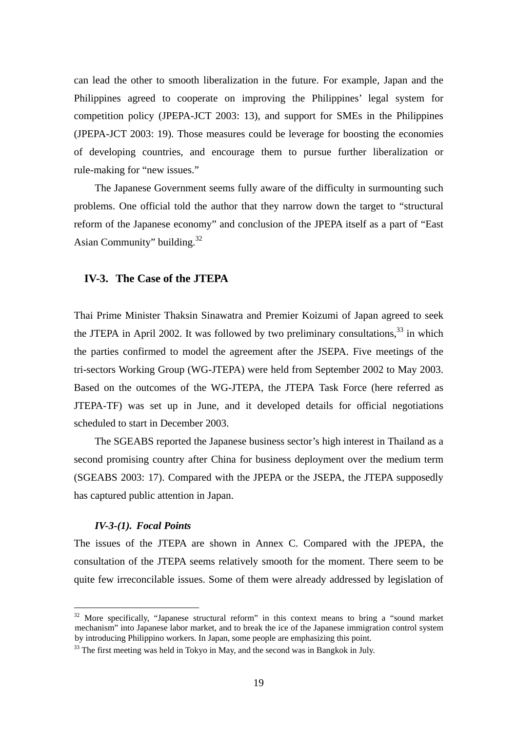can lead the other to smooth liberalization in the future. For example, Japan and the Philippines agreed to cooperate on improving the Philippines' legal system for competition policy (JPEPA-JCT 2003: 13), and support for SMEs in the Philippines (JPEPA-JCT 2003: 19). Those measures could be leverage for boosting the economies of developing countries, and encourage them to pursue further liberalization or rule-making for "new issues."

The Japanese Government seems fully aware of the difficulty in surmounting such problems. One official told the author that they narrow down the target to "structural reform of the Japanese economy" and conclusion of the JPEPA itself as a part of "East Asian Community" building.[32]

### IV-3. The Case of the JTEPA

Thai Prime Minister Thaksin Sinawatra and Premier Koizumi of Japan agreed to seek the JTEPA in April 2002. It was followed by two preliminary consultations,[33] in which the parties confirmed to model the agreement after the JSEPA. Five meetings of the tri-sectors Working Group (WG-JTEPA) were held from September 2002 to May 2003. Based on the outcomes of the WG-JTEPA, the JTEPA Task Force (here referred as JTEPA-TF) was set up in June, and it developed details for official negotiations scheduled to start in December 2003.

The SGEABS reported the Japanese business sector's high interest in Thailand as a second promising country after China for business deployment over the medium term (SGEABS 2003: 17). Compared with the JPEPA or the JSEPA, the JTEPA supposedly has captured public attention in Japan.

#### *IV-3-(1). Focal Points*

The issues of the JTEPA are shown in Annex C. Compared with the JPEPA, the consultation of the JTEPA seems relatively smooth for the moment. There seem to be quite few irreconcilable issues. Some of them were already addressed by legislation of

---

[32] More specifically, "Japanese structural reform" in this context means to bring a "sound market mechanism" into Japanese labor market, and to break the ice of the Japanese immigration control system by introducing Philippino workers. In Japan, some people are emphasizing this point.

[33] The first meeting was held in Tokyo in May, and the second was in Bangkok in July.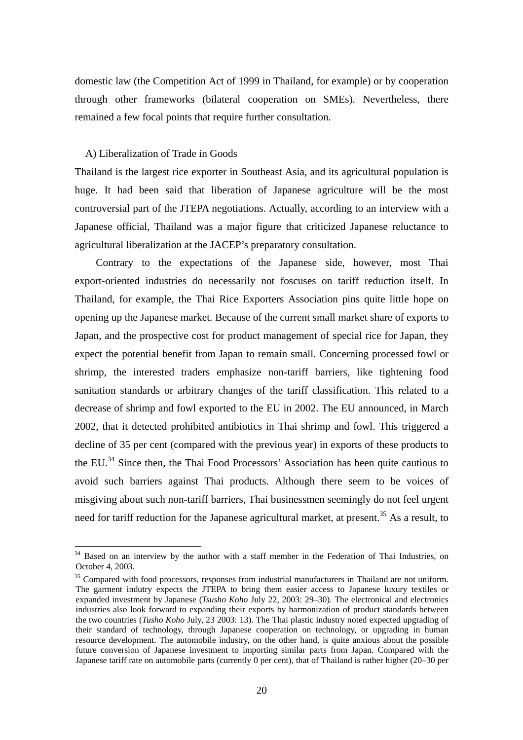domestic law (the Competition Act of 1999 in Thailand, for example) or by cooperation through other frameworks (bilateral cooperation on SMEs). Nevertheless, there remained a few focal points that require further consultation.

A) Liberalization of Trade in Goods

Thailand is the largest rice exporter in Southeast Asia, and its agricultural population is huge. It had been said that liberation of Japanese agriculture will be the most controversial part of the JTEPA negotiations. Actually, according to an interview with a Japanese official, Thailand was a major figure that criticized Japanese reluctance to agricultural liberalization at the JACEP's preparatory consultation.

Contrary to the expectations of the Japanese side, however, most Thai export-oriented industries do necessarily not foscuses on tariff reduction itself. In Thailand, for example, the Thai Rice Exporters Association pins quite little hope on opening up the Japanese market. Because of the current small market share of exports to Japan, and the prospective cost for product management of special rice for Japan, they expect the potential benefit from Japan to remain small. Concerning processed fowl or shrimp, the interested traders emphasize non-tariff barriers, like tightening food sanitation standards or arbitrary changes of the tariff classification. This related to a decrease of shrimp and fowl exported to the EU in 2002. The EU announced, in March 2002, that it detected prohibited antibiotics in Thai shrimp and fowl. This triggered a decline of 35 per cent (compared with the previous year) in exports of these products to the EU.[34] Since then, the Thai Food Processors' Association has been quite cautious to avoid such barriers against Thai products. Although there seem to be voices of misgiving about such non-tariff barriers, Thai businessmen seemingly do not feel urgent need for tariff reduction for the Japanese agricultural market, at present.[35] As a result, to

---

[34] Based on an interview by the author with a staff member in the Federation of Thai Industries, on October 4, 2003.

[35] Compared with food processors, responses from industrial manufacturers in Thailand are not uniform. The garment indutry expects the JTEPA to bring them easier access to Japanese luxury textiles or expanded investment by Japanese (*Tsusho Koho* July 22, 2003: 29–30). The electronical and electronics industries also look forward to expanding their exports by harmonization of product standards between the two countries (*Tusho Koho* July, 23 2003: 13). The Thai plastic industry noted expected upgrading of their standard of technology, through Japanese cooperation on technology, or upgrading in human resource development. The automobile industry, on the other hand, is quite anxious about the possible future conversion of Japanese investment to importing similar parts from Japan. Compared with the Japanese tariff rate on automobile parts (currently 0 per cent), that of Thailand is rather higher (20–30 per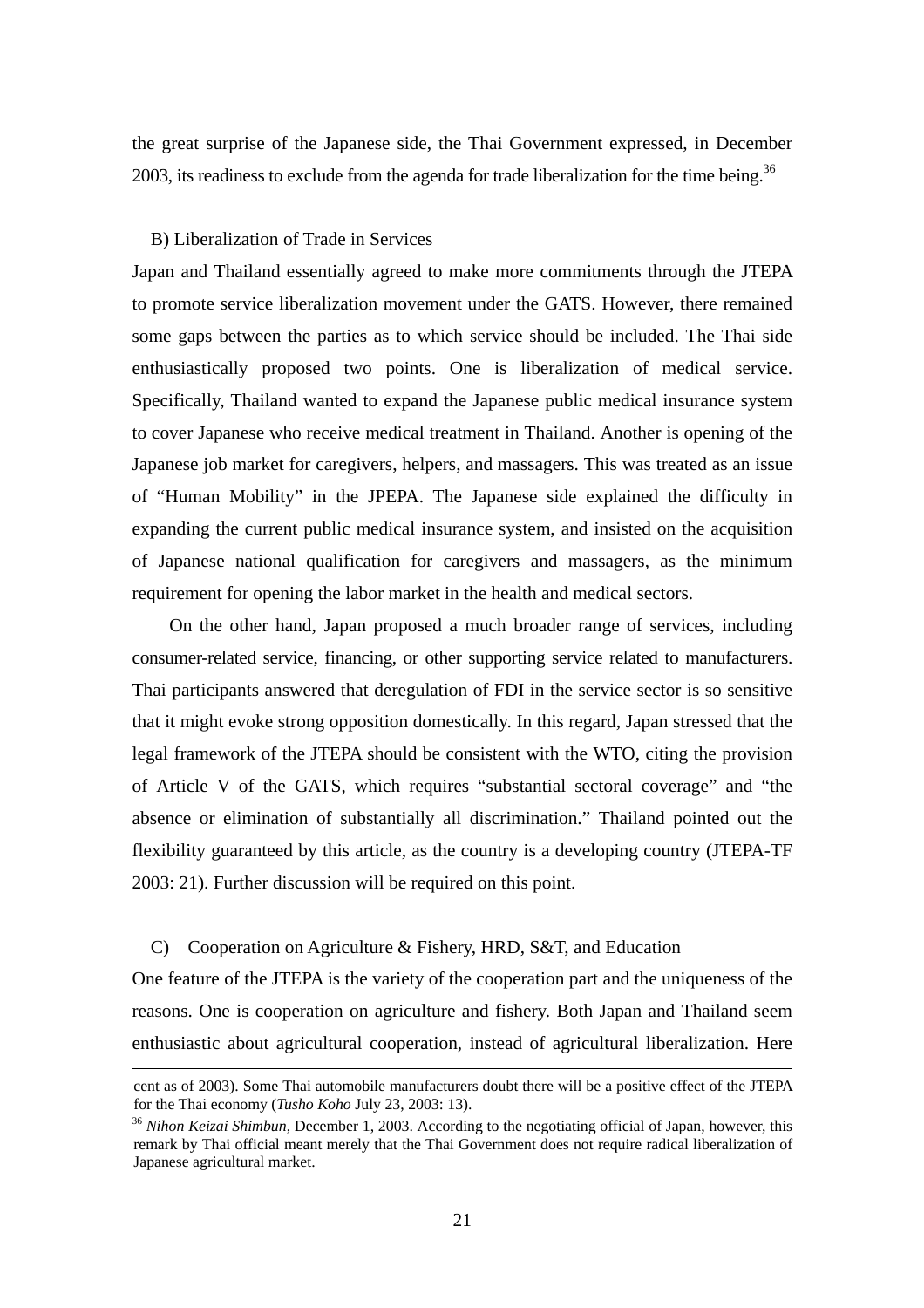the great surprise of the Japanese side, the Thai Government expressed, in December 2003, its readiness to exclude from the agenda for trade liberalization for the time being.[36]

B) Liberalization of Trade in Services

Japan and Thailand essentially agreed to make more commitments through the JTEPA to promote service liberalization movement under the GATS. However, there remained some gaps between the parties as to which service should be included. The Thai side enthusiastically proposed two points. One is liberalization of medical service. Specifically, Thailand wanted to expand the Japanese public medical insurance system to cover Japanese who receive medical treatment in Thailand. Another is opening of the Japanese job market for caregivers, helpers, and massagers. This was treated as an issue of "Human Mobility" in the JPEPA. The Japanese side explained the difficulty in expanding the current public medical insurance system, and insisted on the acquisition of Japanese national qualification for caregivers and massagers, as the minimum requirement for opening the labor market in the health and medical sectors.

On the other hand, Japan proposed a much broader range of services, including consumer-related service, financing, or other supporting service related to manufacturers. Thai participants answered that deregulation of FDI in the service sector is so sensitive that it might evoke strong opposition domestically. In this regard, Japan stressed that the legal framework of the JTEPA should be consistent with the WTO, citing the provision of Article V of the GATS, which requires "substantial sectoral coverage" and "the absence or elimination of substantially all discrimination." Thailand pointed out the flexibility guaranteed by this article, as the country is a developing country (JTEPA-TF 2003: 21). Further discussion will be required on this point.

C) Cooperation on Agriculture & Fishery, HRD, S&T, and Education

One feature of the JTEPA is the variety of the cooperation part and the uniqueness of the reasons. One is cooperation on agriculture and fishery. Both Japan and Thailand seem enthusiastic about agricultural cooperation, instead of agricultural liberalization. Here

---

cent as of 2003). Some Thai automobile manufacturers doubt there will be a positive effect of the JTEPA for the Thai economy (*Tusho Koho* July 23, 2003: 13).

[36] *Nihon Keizai Shimbun*, December 1, 2003. According to the negotiating official of Japan, however, this remark by Thai official meant merely that the Thai Government does not require radical liberalization of Japanese agricultural market.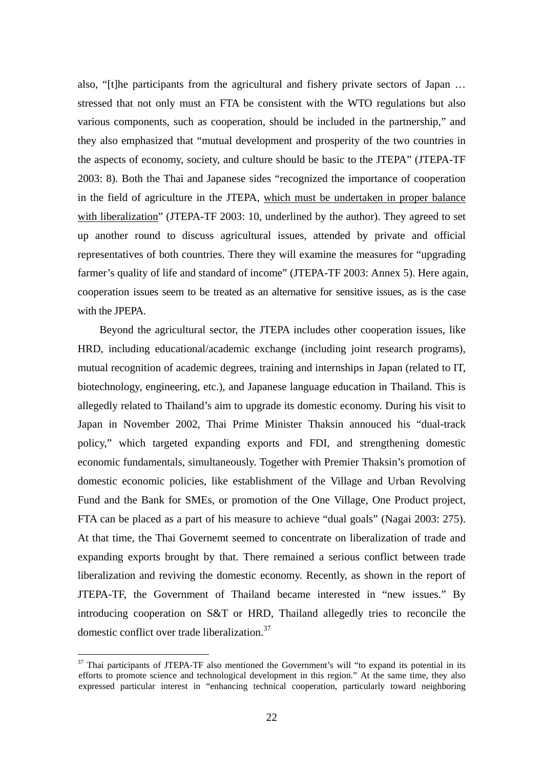also, "[t]he participants from the agricultural and fishery private sectors of Japan … stressed that not only must an FTA be consistent with the WTO regulations but also various components, such as cooperation, should be included in the partnership," and they also emphasized that "mutual development and prosperity of the two countries in the aspects of economy, society, and culture should be basic to the JTEPA" (JTEPA-TF 2003: 8). Both the Thai and Japanese sides "recognized the importance of cooperation in the field of agriculture in the JTEPA, <u>which must be undertaken in proper balance with liberalization</u>" (JTEPA-TF 2003: 10, underlined by the author). They agreed to set up another round to discuss agricultural issues, attended by private and official representatives of both countries. There they will examine the measures for "upgrading farmer's quality of life and standard of income" (JTEPA-TF 2003: Annex 5). Here again, cooperation issues seem to be treated as an alternative for sensitive issues, as is the case with the JPEPA.

Beyond the agricultural sector, the JTEPA includes other cooperation issues, like HRD, including educational/academic exchange (including joint research programs), mutual recognition of academic degrees, training and internships in Japan (related to IT, biotechnology, engineering, etc.), and Japanese language education in Thailand. This is allegedly related to Thailand's aim to upgrade its domestic economy. During his visit to Japan in November 2002, Thai Prime Minister Thaksin annouced his "dual-track policy," which targeted expanding exports and FDI, and strengthening domestic economic fundamentals, simultaneously. Together with Premier Thaksin's promotion of domestic economic policies, like establishment of the Village and Urban Revolving Fund and the Bank for SMEs, or promotion of the One Village, One Product project, FTA can be placed as a part of his measure to achieve "dual goals" (Nagai 2003: 275). At that time, the Thai Governemt seemed to concentrate on liberalization of trade and expanding exports brought by that. There remained a serious conflict between trade liberalization and reviving the domestic economy. Recently, as shown in the report of JTEPA-TF, the Government of Thailand became interested in "new issues." By introducing cooperation on S&T or HRD, Thailand allegedly tries to reconcile the domestic conflict over trade liberalization.[37]

---

[37] Thai participants of JTEPA-TF also mentioned the Government's will "to expand its potential in its efforts to promote science and technological development in this region." At the same time, they also expressed particular interest in "enhancing technical cooperation, particularly toward neighboring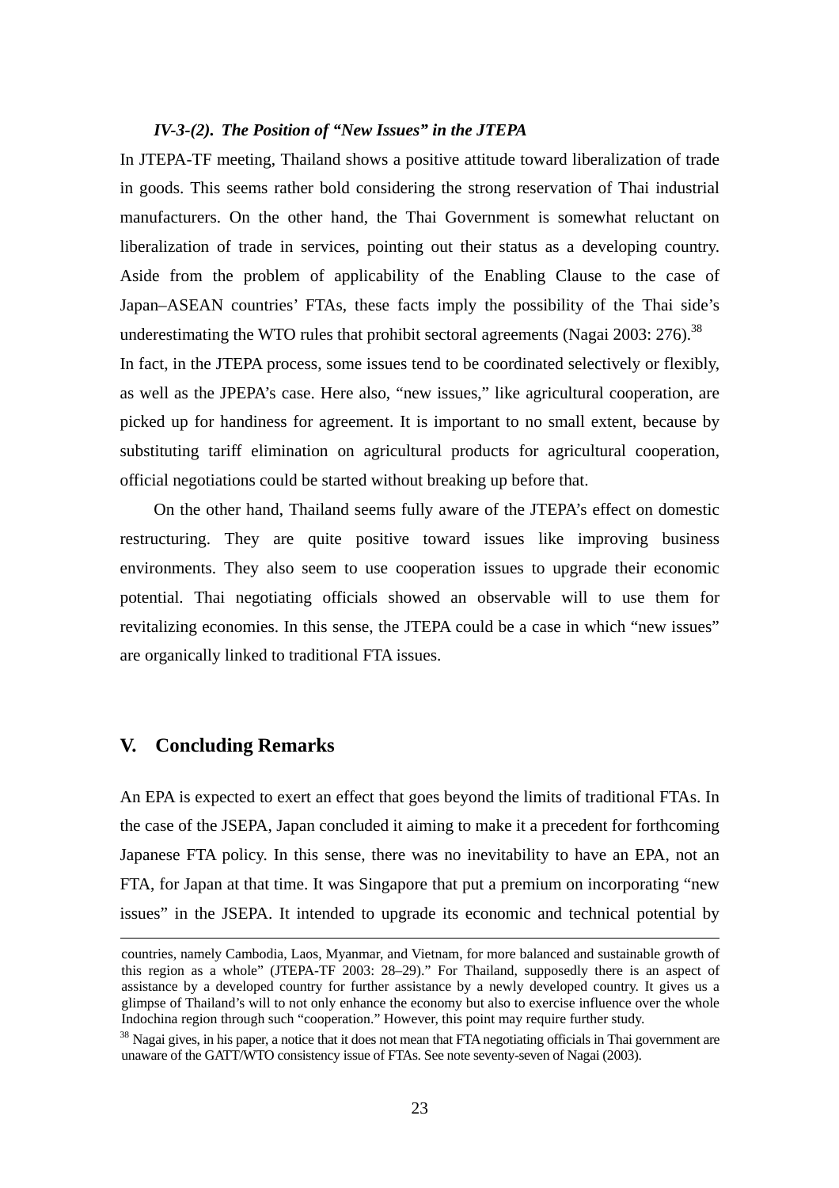#### *IV-3-(2). The Position of "New Issues" in the JTEPA*

In JTEPA-TF meeting, Thailand shows a positive attitude toward liberalization of trade in goods. This seems rather bold considering the strong reservation of Thai industrial manufacturers. On the other hand, the Thai Government is somewhat reluctant on liberalization of trade in services, pointing out their status as a developing country. Aside from the problem of applicability of the Enabling Clause to the case of Japan–ASEAN countries' FTAs, these facts imply the possibility of the Thai side's underestimating the WTO rules that prohibit sectoral agreements (Nagai 2003: 276).[38]

In fact, in the JTEPA process, some issues tend to be coordinated selectively or flexibly, as well as the JPEPA's case. Here also, "new issues," like agricultural cooperation, are picked up for handiness for agreement. It is important to no small extent, because by substituting tariff elimination on agricultural products for agricultural cooperation, official negotiations could be started without breaking up before that.

On the other hand, Thailand seems fully aware of the JTEPA's effect on domestic restructuring. They are quite positive toward issues like improving business environments. They also seem to use cooperation issues to upgrade their economic potential. Thai negotiating officials showed an observable will to use them for revitalizing economies. In this sense, the JTEPA could be a case in which "new issues" are organically linked to traditional FTA issues.

## V. Concluding Remarks

An EPA is expected to exert an effect that goes beyond the limits of traditional FTAs. In the case of the JSEPA, Japan concluded it aiming to make it a precedent for forthcoming Japanese FTA policy. In this sense, there was no inevitability to have an EPA, not an FTA, for Japan at that time. It was Singapore that put a premium on incorporating "new issues" in the JSEPA. It intended to upgrade its economic and technical potential by

---

countries, namely Cambodia, Laos, Myanmar, and Vietnam, for more balanced and sustainable growth of this region as a whole" (JTEPA-TF 2003: 28–29)." For Thailand, supposedly there is an aspect of assistance by a developed country for further assistance by a newly developed country. It gives us a glimpse of Thailand's will to not only enhance the economy but also to exercise influence over the whole Indochina region through such "cooperation." However, this point may require further study.

[38] Nagai gives, in his paper, a notice that it does not mean that FTA negotiating officials in Thai government are unaware of the GATT/WTO consistency issue of FTAs. See note seventy-seven of Nagai (2003).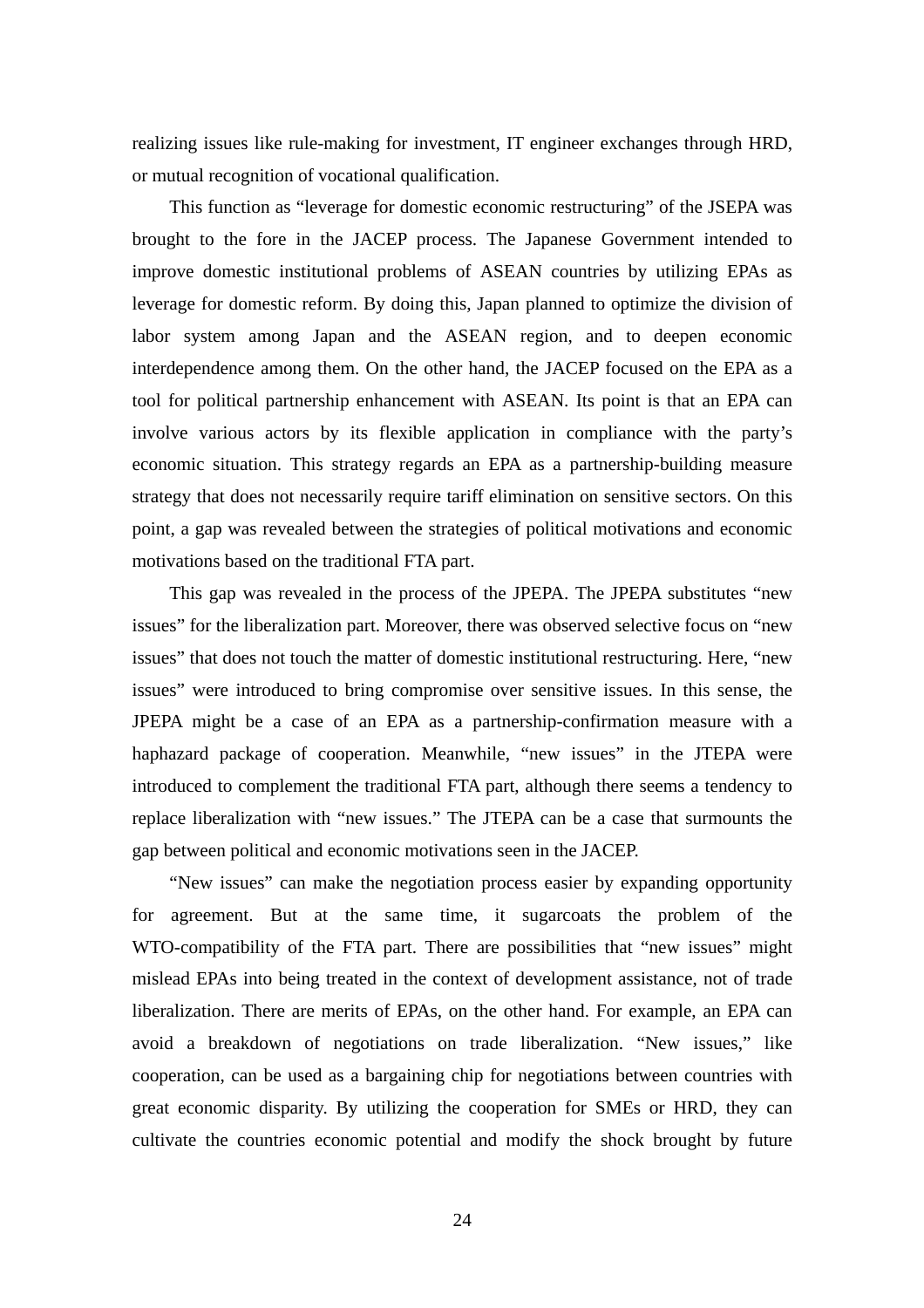realizing issues like rule-making for investment, IT engineer exchanges through HRD, or mutual recognition of vocational qualification.

This function as "leverage for domestic economic restructuring" of the JSEPA was brought to the fore in the JACEP process. The Japanese Government intended to improve domestic institutional problems of ASEAN countries by utilizing EPAs as leverage for domestic reform. By doing this, Japan planned to optimize the division of labor system among Japan and the ASEAN region, and to deepen economic interdependence among them. On the other hand, the JACEP focused on the EPA as a tool for political partnership enhancement with ASEAN. Its point is that an EPA can involve various actors by its flexible application in compliance with the party's economic situation. This strategy regards an EPA as a partnership-building measure strategy that does not necessarily require tariff elimination on sensitive sectors. On this point, a gap was revealed between the strategies of political motivations and economic motivations based on the traditional FTA part.

This gap was revealed in the process of the JPEPA. The JPEPA substitutes "new issues" for the liberalization part. Moreover, there was observed selective focus on "new issues" that does not touch the matter of domestic institutional restructuring. Here, "new issues" were introduced to bring compromise over sensitive issues. In this sense, the JPEPA might be a case of an EPA as a partnership-confirmation measure with a haphazard package of cooperation. Meanwhile, "new issues" in the JTEPA were introduced to complement the traditional FTA part, although there seems a tendency to replace liberalization with "new issues." The JTEPA can be a case that surmounts the gap between political and economic motivations seen in the JACEP.

"New issues" can make the negotiation process easier by expanding opportunity for agreement. But at the same time, it sugarcoats the problem of the WTO-compatibility of the FTA part. There are possibilities that "new issues" might mislead EPAs into being treated in the context of development assistance, not of trade liberalization. There are merits of EPAs, on the other hand. For example, an EPA can avoid a breakdown of negotiations on trade liberalization. "New issues," like cooperation, can be used as a bargaining chip for negotiations between countries with great economic disparity. By utilizing the cooperation for SMEs or HRD, they can cultivate the countries economic potential and modify the shock brought by future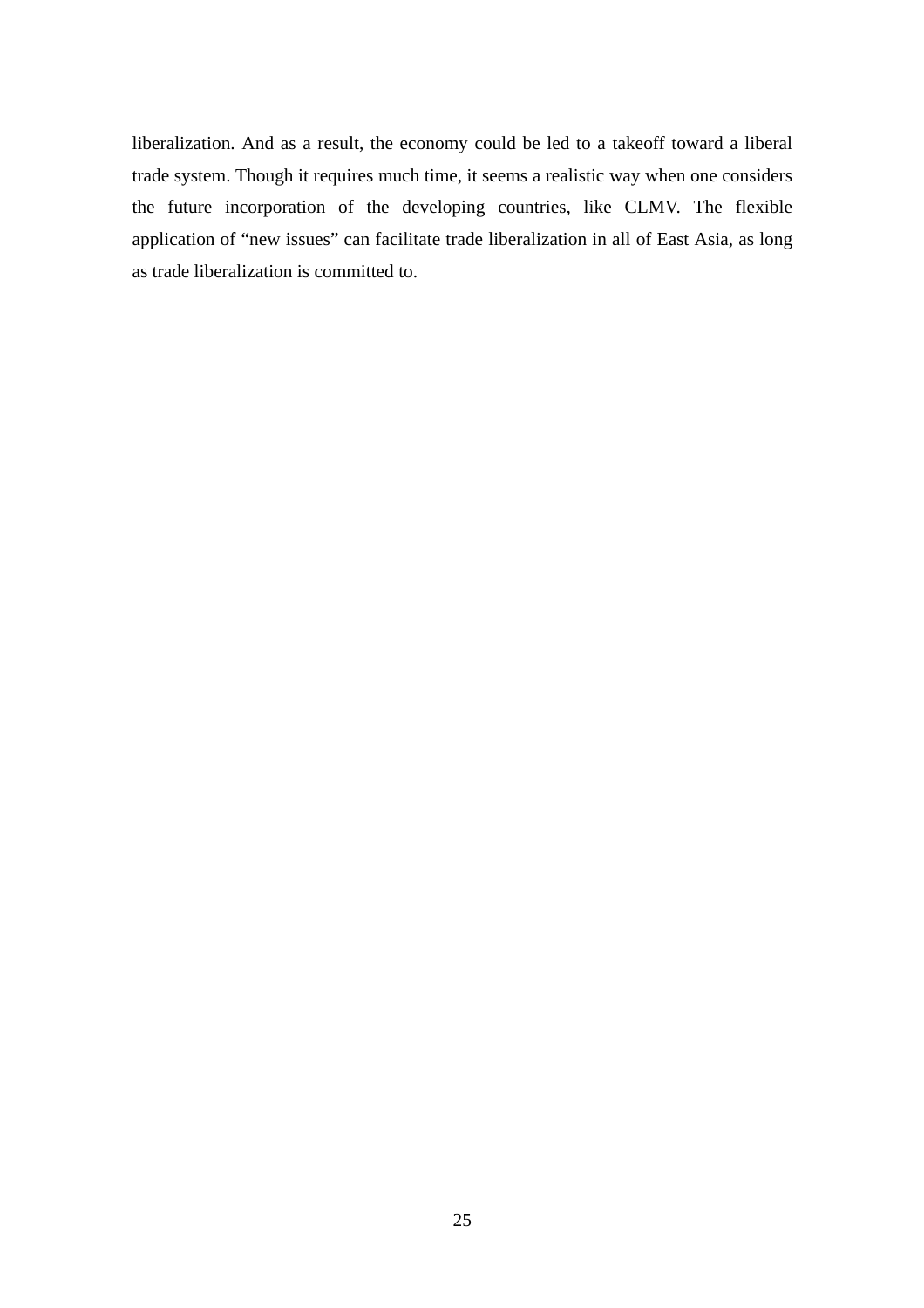liberalization. And as a result, the economy could be led to a takeoff toward a liberal trade system. Though it requires much time, it seems a realistic way when one considers the future incorporation of the developing countries, like CLMV. The flexible application of "new issues" can facilitate trade liberalization in all of East Asia, as long as trade liberalization is committed to.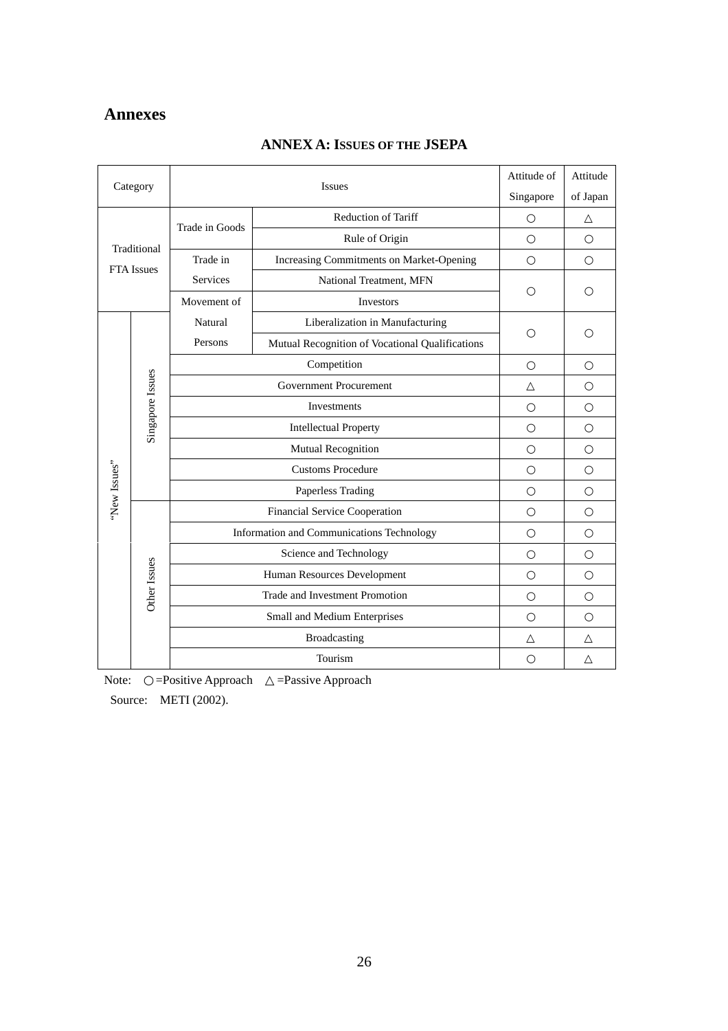# Annexes

## ANNEX A: ISSUES OF THE JSEPA

| Category | | Issues | | Attitude of Singapore | Attitude of Japan |
|---|---|---|---|---|---|
| Traditional FTA Issues | | Trade in Goods | Reduction of Tariff | ○ | △ |
| | | | Rule of Origin | ○ | ○ |
| | | Trade in Services | Increasing Commitments on Market-Opening | ○ | ○ |
| | | | National Treatment, MFN | ○ | ○ |
| | | Movement of Natural Persons | Investors | | |
| "New Issues" | Singapore Issues | | Liberalization in Manufacturing | ○ | ○ |
| | | | Mutual Recognition of Vocational Qualifications | | |
| | | Competition | | ○ | ○ |
| | | Government Procurement | | △ | ○ |
| | | Investments | | ○ | ○ |
| | | Intellectual Property | | ○ | ○ |
| | | Mutual Recognition | | ○ | ○ |
| | | Customs Procedure | | ○ | ○ |
| | | Paperless Trading | | ○ | ○ |
| | Other Issues | Financial Service Cooperation | | ○ | ○ |
| | | Information and Communications Technology | | ○ | ○ |
| | | Science and Technology | | ○ | ○ |
| | | Human Resources Development | | ○ | ○ |
| | | Trade and Investment Promotion | | ○ | ○ |
| | | Small and Medium Enterprises | | ○ | ○ |
| | | Broadcasting | | △ | △ |
| | | Tourism | | ○ | △ |

Note: ○=Positive Approach △=Passive Approach

Source: METI (2002).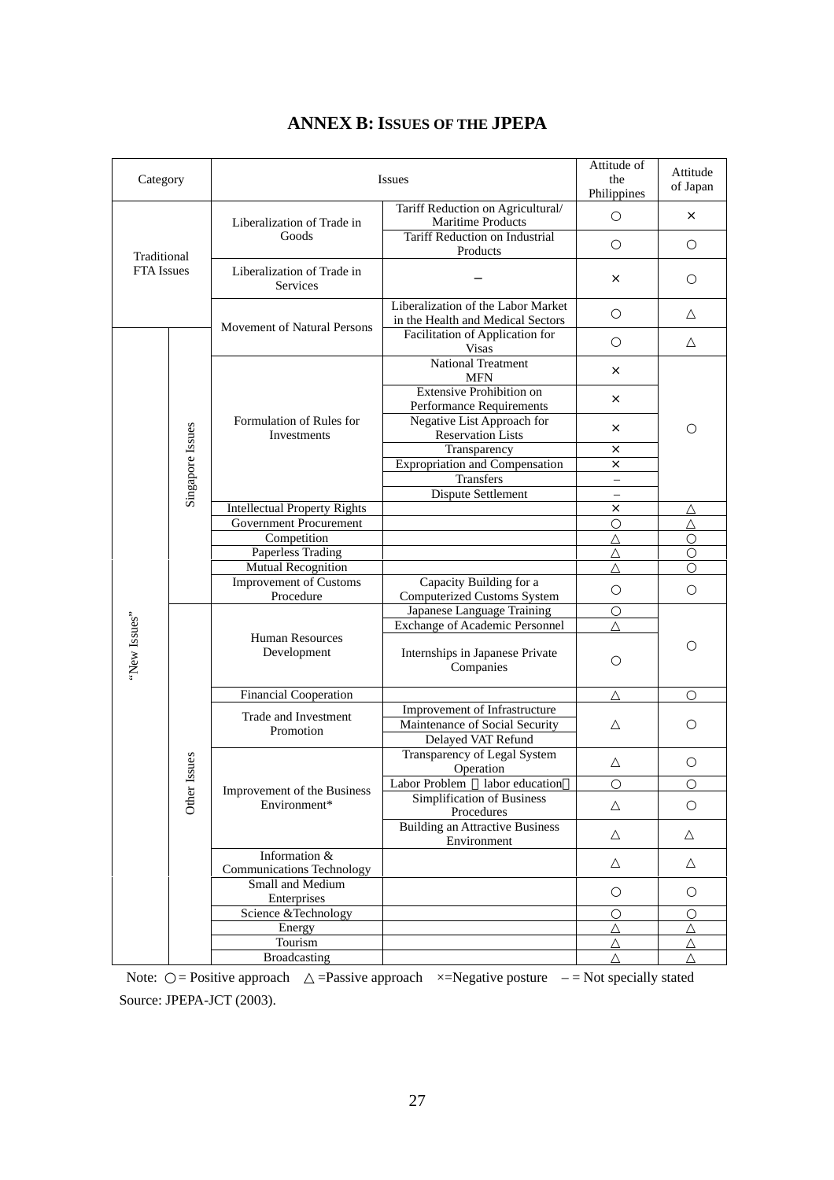# ANNEX B: ISSUES OF THE JPEPA

| Category | | Issues | | Attitude of the Philippines | Attitude of Japan |
|---|---|---|---|---|---|
| Traditional FTA Issues | | Liberalization of Trade in Goods | Tariff Reduction on Agricultural/ Maritime Products | ○ | × |
| | | | Tariff Reduction on Industrial Products | ○ | ○ |
| | | Liberalization of Trade in Services | – | × | ○ |
| | | Movement of Natural Persons | Liberalization of the Labor Market in the Health and Medical Sectors | ○ | △ |
| "New Issues" | Singapore Issues | | Facilitation of Application for Visas | ○ | △ |
| | | Formulation of Rules for Investments | National Treatment MFN | × | ○ |
| | | | Extensive Prohibition on Performance Requirements | × | |
| | | | Negative List Approach for Reservation Lists | × | |
| | | | Transparency | × | |
| | | | Expropriation and Compensation | × | |
| | | | Transfers | – | |
| | | | Dispute Settlement | – | |
| | | Intellectual Property Rights | | × | △ |
| | | Government Procurement | | ○ | △ |
| | | Competition | | △ | ○ |
| | | Paperless Trading | | △ | ○ |
| | | Mutual Recognition | | △ | ○ |
| | | Improvement of Customs Procedure | Capacity Building for a Computerized Customs System | ○ | ○ |
| | Other Issues | Human Resources Development | Japanese Language Training | ○ | ○ |
| | | | Exchange of Academic Personnel | △ | |
| | | | Internships in Japanese Private Companies | ○ | |
| | | Financial Cooperation | | △ | ○ |
| | | Trade and Investment Promotion | Improvement of Infrastructure | △ | ○ |
| | | | Maintenance of Social Security | | |
| | | | Delayed VAT Refund | | |
| | | Improvement of the Business Environment* | Transparency of Legal System Operation | △ | ○ |
| | | | Labor Problem （labor education） | ○ | ○ |
| | | | Simplification of Business Procedures | △ | ○ |
| | | | Building an Attractive Business Environment | △ | △ |
| | | Information & Communications Technology | | △ | △ |
| | | Small and Medium Enterprises | | ○ | ○ |
| | | Science &Technology | | ○ | ○ |
| | | Energy | | △ | △ |
| | | Tourism | | △ | △ |
| | | Broadcasting | | △ | △ |

Note: ○ = Positive approach　△ =Passive approach　×=Negative posture　– = Not specially stated

Source: JPEPA-JCT (2003).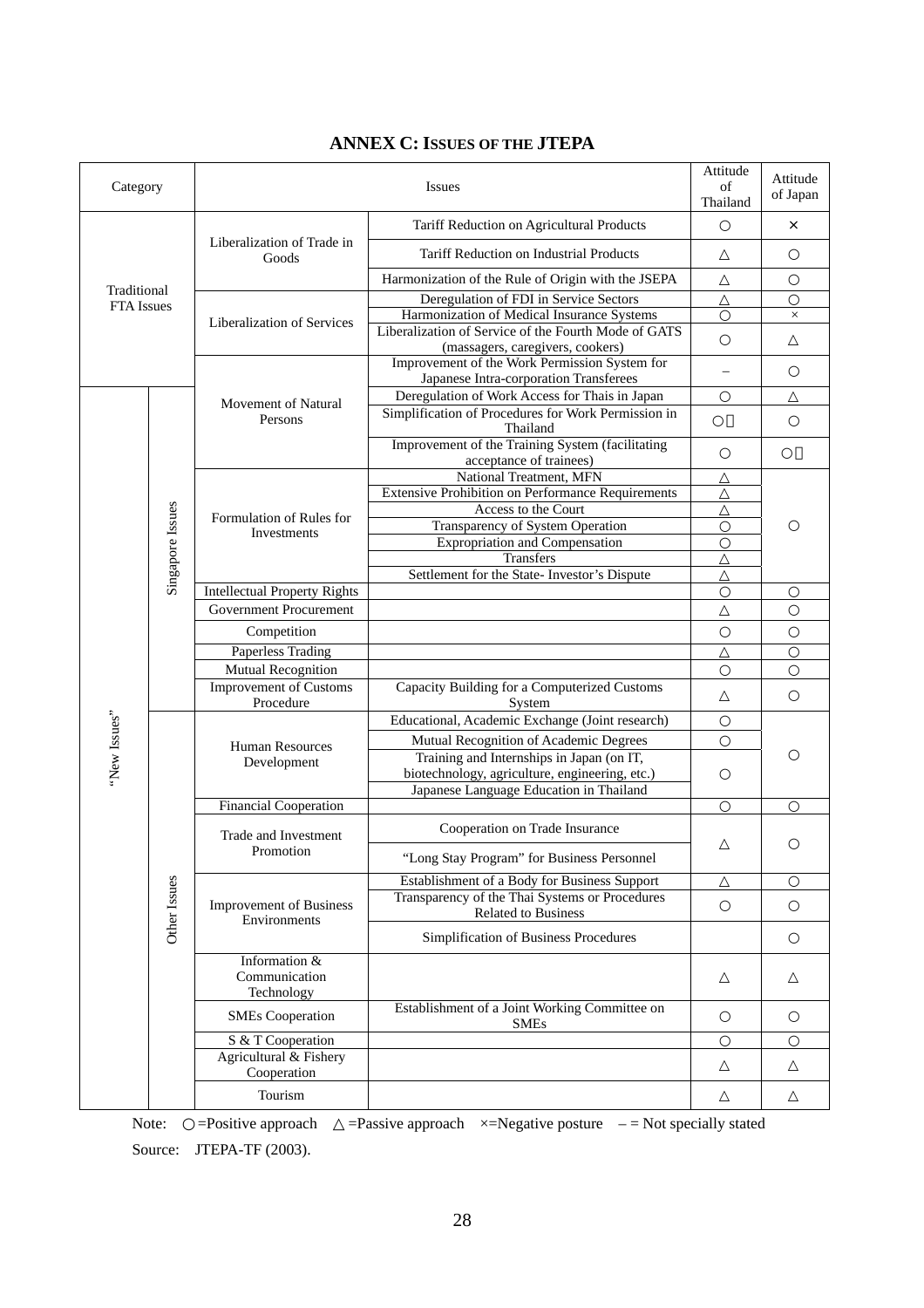## ANNEX C: ISSUES OF THE JTEPA

| Category | | Issues | | Attitude of Thailand | Attitude of Japan |
|---|---|---|---|---|---|
| Traditional FTA Issues | | Liberalization of Trade in Goods | Tariff Reduction on Agricultural Products | ○ | × |
| | | | Tariff Reduction on Industrial Products | △ | ○ |
| | | | Harmonization of the Rule of Origin with the JSEPA | △ | ○ |
| | | Liberalization of Services | Deregulation of FDI in Service Sectors | △ | ○ |
| | | | Harmonization of Medical Insurance Systems | ○ | × |
| | | | Liberalization of Service of the Fourth Mode of GATS (massagers, caregivers, cookers) | ○ | △ |
| | | Movement of Natural Persons | Improvement of the Work Permission System for Japanese Intra-corporation Transferees | – | ○ |
| "New Issues" | Singapore Issues | | Deregulation of Work Access for Thais in Japan | ○ | △ |
| | | | Simplification of Procedures for Work Permission in Thailand | ○ | ○ |
| | | | Improvement of the Training System (facilitating acceptance of trainees) | ○ | ○ |
| | | Formulation of Rules for Investments | National Treatment, MFN | △ | ○ |
| | | | Extensive Prohibition on Performance Requirements | △ | |
| | | | Access to the Court | △ | |
| | | | Transparency of System Operation | ○ | |
| | | | Expropriation and Compensation | ○ | |
| | | | Transfers | △ | |
| | | | Settlement for the State- Investor's Dispute | △ | |
| | | Intellectual Property Rights | | ○ | ○ |
| | | Government Procurement | | △ | ○ |
| | | Competition | | ○ | ○ |
| | | Paperless Trading | | △ | ○ |
| | | Mutual Recognition | | ○ | ○ |
| | | Improvement of Customs Procedure | Capacity Building for a Computerized Customs System | △ | ○ |
| | Other Issues | Human Resources Development | Educational, Academic Exchange (Joint research) | ○ | ○ |
| | | | Mutual Recognition of Academic Degrees | ○ | |
| | | | Training and Internships in Japan (on IT, biotechnology, agriculture, engineering, etc.) | ○ | |
| | | | Japanese Language Education in Thailand | | |
| | | Financial Cooperation | | ○ | ○ |
| | | Trade and Investment Promotion | Cooperation on Trade Insurance | △ | ○ |
| | | | "Long Stay Program" for Business Personnel | | |
| | | Improvement of Business Environments | Establishment of a Body for Business Support | △ | ○ |
| | | | Transparency of the Thai Systems or Procedures Related to Business | ○ | ○ |
| | | | Simplification of Business Procedures | | ○ |
| | | Information & Communication Technology | | △ | △ |
| | | SMEs Cooperation | Establishment of a Joint Working Committee on SMEs | ○ | ○ |
| | | S & T Cooperation | | ○ | ○ |
| | | Agricultural & Fishery Cooperation | | △ | △ |
| | | Tourism | | △ | △ |

Note: ○=Positive approach △=Passive approach ×=Negative posture – = Not specially stated

Source: JTEPA-TF (2003).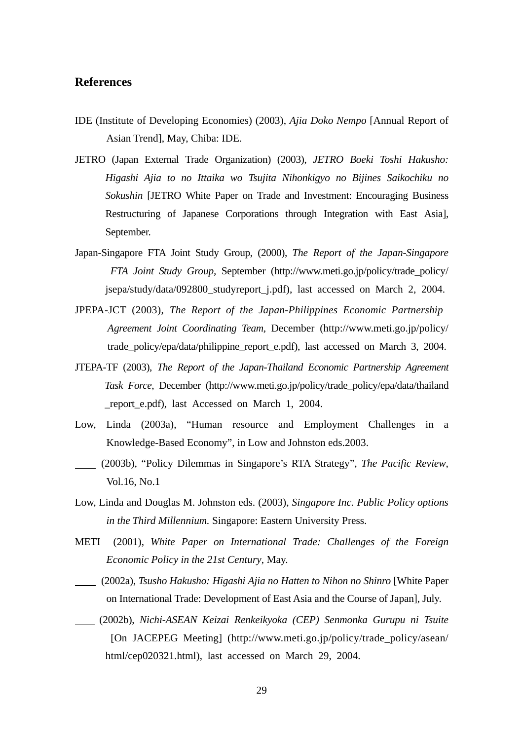## References

IDE (Institute of Developing Economies) (2003), *Ajia Doko Nempo* [Annual Report of Asian Trend], May, Chiba: IDE.

JETRO (Japan External Trade Organization) (2003), *JETRO Boeki Toshi Hakusho: Higashi Ajia to no Ittaika wo Tsujita Nihonkigyo no Bijines Saikochiku no Sokushin* [JETRO White Paper on Trade and Investment: Encouraging Business Restructuring of Japanese Corporations through Integration with East Asia], September.

Japan-Singapore FTA Joint Study Group, (2000), *The Report of the Japan-Singapore FTA Joint Study Group,* September (http://www.meti.go.jp/policy/trade_policy/jsepa/study/data/092800_studyreport_j.pdf), last accessed on March 2, 2004.

JPEPA-JCT (2003), *The Report of the Japan-Philippines Economic Partnership Agreement Joint Coordinating Team*, December (http://www.meti.go.jp/policy/trade_policy/epa/data/philippine_report_e.pdf), last accessed on March 3, 2004.

JTEPA-TF (2003), *The Report of the Japan-Thailand Economic Partnership Agreement Task Force*, December (http://www.meti.go.jp/policy/trade_policy/epa/data/thailand_report_e.pdf), last Accessed on March 1, 2004.

Low, Linda (2003a), "Human resource and Employment Challenges in a Knowledge-Based Economy", in Low and Johnston eds.2003.

____ (2003b), "Policy Dilemmas in Singapore's RTA Strategy", *The Pacific Review*, Vol.16, No.1

Low, Linda and Douglas M. Johnston eds. (2003), *Singapore Inc. Public Policy options in the Third Millennium.* Singapore: Eastern University Press.

METI (2001), *White Paper on International Trade: Challenges of the Foreign Economic Policy in the 21st Century*, May.

____ (2002a), *Tsusho Hakusho: Higashi Ajia no Hatten to Nihon no Shinro* [White Paper on International Trade: Development of East Asia and the Course of Japan], July.

____ (2002b), *Nichi-ASEAN Keizai Renkeikyoka (CEP) Senmonka Gurupu ni Tsuite* [On JACEPEG Meeting] (http://www.meti.go.jp/policy/trade_policy/asean/html/cep020321.html), last accessed on March 29, 2004.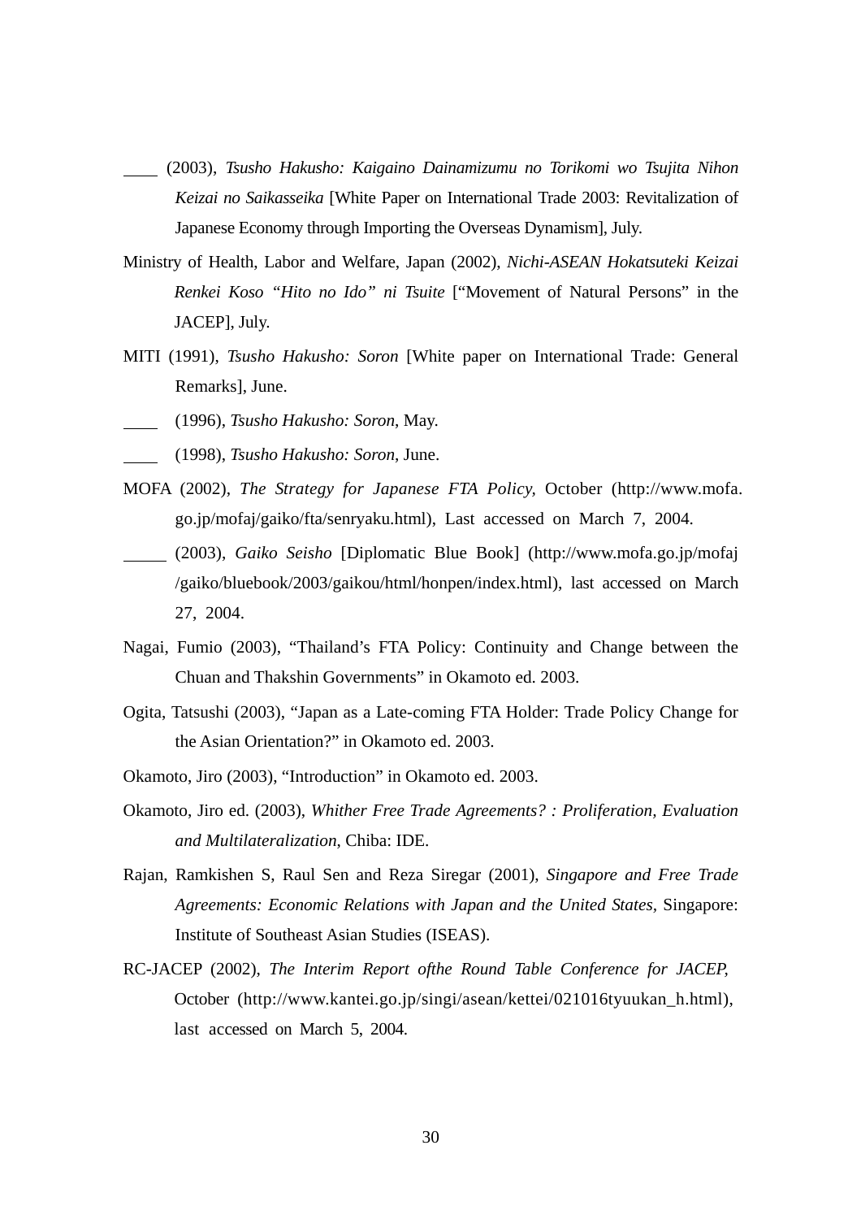____ (2003), *Tsusho Hakusho: Kaigaino Dainamizumu no Torikomi wo Tsujita Nihon Keizai no Saikasseika* [White Paper on International Trade 2003: Revitalization of Japanese Economy through Importing the Overseas Dynamism], July.

Ministry of Health, Labor and Welfare, Japan (2002), *Nichi-ASEAN Hokatsuteki Keizai Renkei Koso "Hito no Ido" ni Tsuite* ["Movement of Natural Persons" in the JACEP], July.

MITI (1991), *Tsusho Hakusho: Soron* [White paper on International Trade: General Remarks], June.

____ (1996), *Tsusho Hakusho: Soron*, May.

____ (1998), *Tsusho Hakusho: Soron*, June.

MOFA (2002), *The Strategy for Japanese FTA Policy*, October (http://www.mofa.go.jp/mofaj/gaiko/fta/senryaku.html), Last accessed on March 7, 2004.

_____ (2003), *Gaiko Seisho* [Diplomatic Blue Book] (http://www.mofa.go.jp/mofaj/gaiko/bluebook/2003/gaikou/html/honpen/index.html), last accessed on March 27, 2004.

Nagai, Fumio (2003), "Thailand's FTA Policy: Continuity and Change between the Chuan and Thakshin Governments" in Okamoto ed. 2003.

Ogita, Tatsushi (2003), "Japan as a Late-coming FTA Holder: Trade Policy Change for the Asian Orientation?" in Okamoto ed. 2003.

Okamoto, Jiro (2003), "Introduction" in Okamoto ed. 2003.

Okamoto, Jiro ed. (2003), *Whither Free Trade Agreements? : Proliferation, Evaluation and Multilateralization*, Chiba: IDE.

Rajan, Ramkishen S, Raul Sen and Reza Siregar (2001), *Singapore and Free Trade Agreements: Economic Relations with Japan and the United States*, Singapore: Institute of Southeast Asian Studies (ISEAS).

RC-JACEP (2002), *The Interim Report ofthe Round Table Conference for JACEP*, October (http://www.kantei.go.jp/singi/asean/kettei/021016tyuukan_h.html), last accessed on March 5, 2004.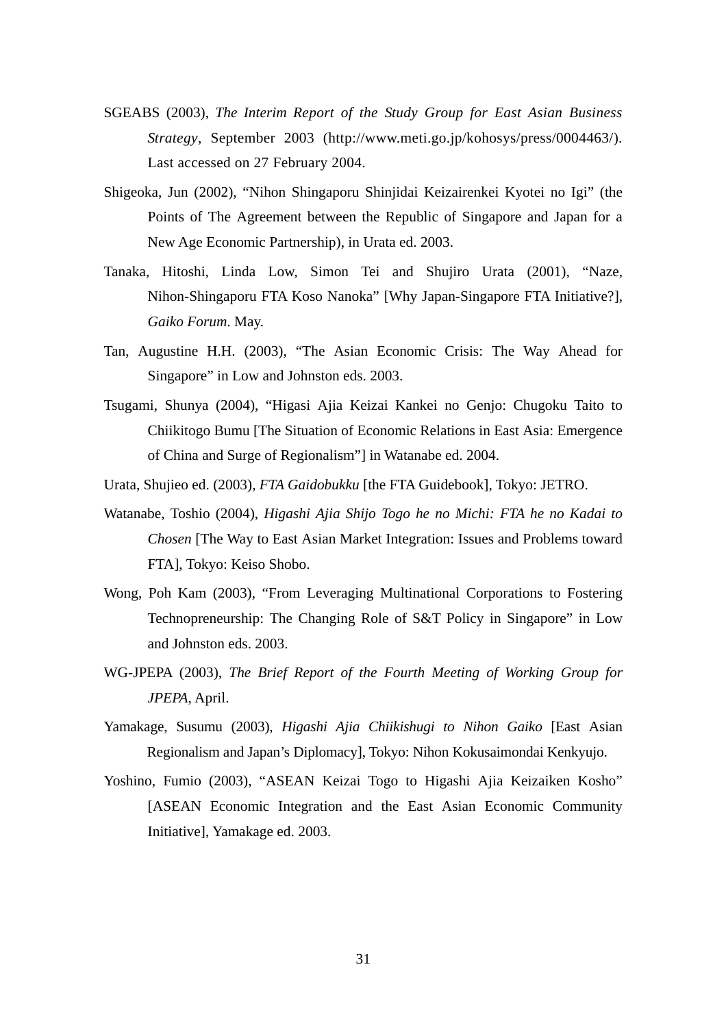SGEABS (2003), *The Interim Report of the Study Group for East Asian Business Strategy*, September 2003 (http://www.meti.go.jp/kohosys/press/0004463/). Last accessed on 27 February 2004.

Shigeoka, Jun (2002), "Nihon Shingaporu Shinjidai Keizairenkei Kyotei no Igi" (the Points of The Agreement between the Republic of Singapore and Japan for a New Age Economic Partnership), in Urata ed. 2003.

Tanaka, Hitoshi, Linda Low, Simon Tei and Shujiro Urata (2001), "Naze, Nihon-Shingaporu FTA Koso Nanoka" [Why Japan-Singapore FTA Initiative?], *Gaiko Forum*. May.

Tan, Augustine H.H. (2003), "The Asian Economic Crisis: The Way Ahead for Singapore" in Low and Johnston eds. 2003.

Tsugami, Shunya (2004), "Higasi Ajia Keizai Kankei no Genjo: Chugoku Taito to Chiikitogo Bumu [The Situation of Economic Relations in East Asia: Emergence of China and Surge of Regionalism"] in Watanabe ed. 2004.

Urata, Shujieo ed. (2003), *FTA Gaidobukku* [the FTA Guidebook], Tokyo: JETRO.

Watanabe, Toshio (2004), *Higashi Ajia Shijo Togo he no Michi: FTA he no Kadai to Chosen* [The Way to East Asian Market Integration: Issues and Problems toward FTA], Tokyo: Keiso Shobo.

Wong, Poh Kam (2003), "From Leveraging Multinational Corporations to Fostering Technopreneurship: The Changing Role of S&T Policy in Singapore" in Low and Johnston eds. 2003.

WG-JPEPA (2003), *The Brief Report of the Fourth Meeting of Working Group for JPEPA*, April.

Yamakage, Susumu (2003), *Higashi Ajia Chiikishugi to Nihon Gaiko* [East Asian Regionalism and Japan's Diplomacy], Tokyo: Nihon Kokusaimondai Kenkyujo.

Yoshino, Fumio (2003), "ASEAN Keizai Togo to Higashi Ajia Keizaiken Kosho" [ASEAN Economic Integration and the East Asian Economic Community Initiative], Yamakage ed. 2003.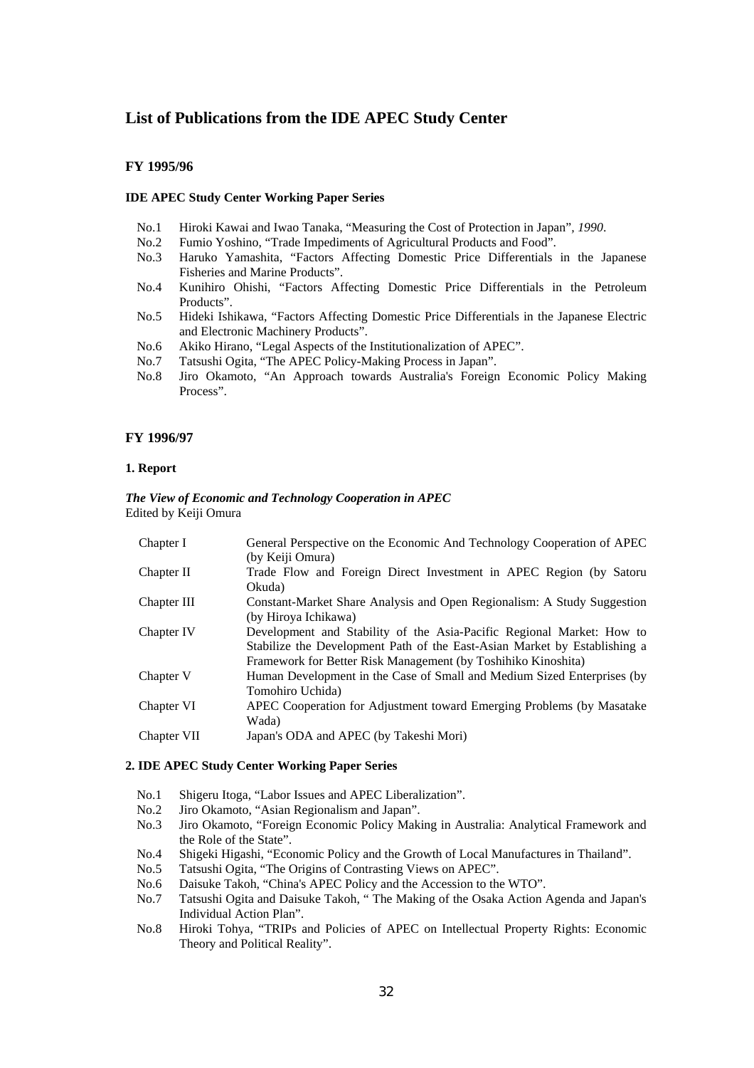# List of Publications from the IDE APEC Study Center

## FY 1995/96

### IDE APEC Study Center Working Paper Series

- No.1 Hiroki Kawai and Iwao Tanaka, "Measuring the Cost of Protection in Japan", *1990*.
- No.2 Fumio Yoshino, "Trade Impediments of Agricultural Products and Food".
- No.3 Haruko Yamashita, "Factors Affecting Domestic Price Differentials in the Japanese Fisheries and Marine Products".
- No.4 Kunihiro Ohishi, "Factors Affecting Domestic Price Differentials in the Petroleum Products".
- No.5 Hideki Ishikawa, "Factors Affecting Domestic Price Differentials in the Japanese Electric and Electronic Machinery Products".
- No.6 Akiko Hirano, "Legal Aspects of the Institutionalization of APEC".
- No.7 Tatsushi Ogita, "The APEC Policy-Making Process in Japan".
- No.8 Jiro Okamoto, "An Approach towards Australia's Foreign Economic Policy Making Process".

## FY 1996/97

### 1. Report

***The View of Economic and Technology Cooperation in APEC***
Edited by Keiji Omura

| | |
|---|---|
| Chapter I | General Perspective on the Economic And Technology Cooperation of APEC (by Keiji Omura) |
| Chapter II | Trade Flow and Foreign Direct Investment in APEC Region (by Satoru Okuda) |
| Chapter III | Constant-Market Share Analysis and Open Regionalism: A Study Suggestion (by Hiroya Ichikawa) |
| Chapter IV | Development and Stability of the Asia-Pacific Regional Market: How to Stabilize the Development Path of the East-Asian Market by Establishing a Framework for Better Risk Management (by Toshihiko Kinoshita) |
| Chapter V | Human Development in the Case of Small and Medium Sized Enterprises (by Tomohiro Uchida) |
| Chapter VI | APEC Cooperation for Adjustment toward Emerging Problems (by Masatake Wada) |
| Chapter VII | Japan's ODA and APEC (by Takeshi Mori) |

### 2. IDE APEC Study Center Working Paper Series

- No.1 Shigeru Itoga, "Labor Issues and APEC Liberalization".
- No.2 Jiro Okamoto, "Asian Regionalism and Japan".
- No.3 Jiro Okamoto, "Foreign Economic Policy Making in Australia: Analytical Framework and the Role of the State".
- No.4 Shigeki Higashi, "Economic Policy and the Growth of Local Manufactures in Thailand".
- No.5 Tatsushi Ogita, "The Origins of Contrasting Views on APEC".
- No.6 Daisuke Takoh, "China's APEC Policy and the Accession to the WTO".
- No.7 Tatsushi Ogita and Daisuke Takoh, " The Making of the Osaka Action Agenda and Japan's Individual Action Plan".
- No.8 Hiroki Tohya, "TRIPs and Policies of APEC on Intellectual Property Rights: Economic Theory and Political Reality".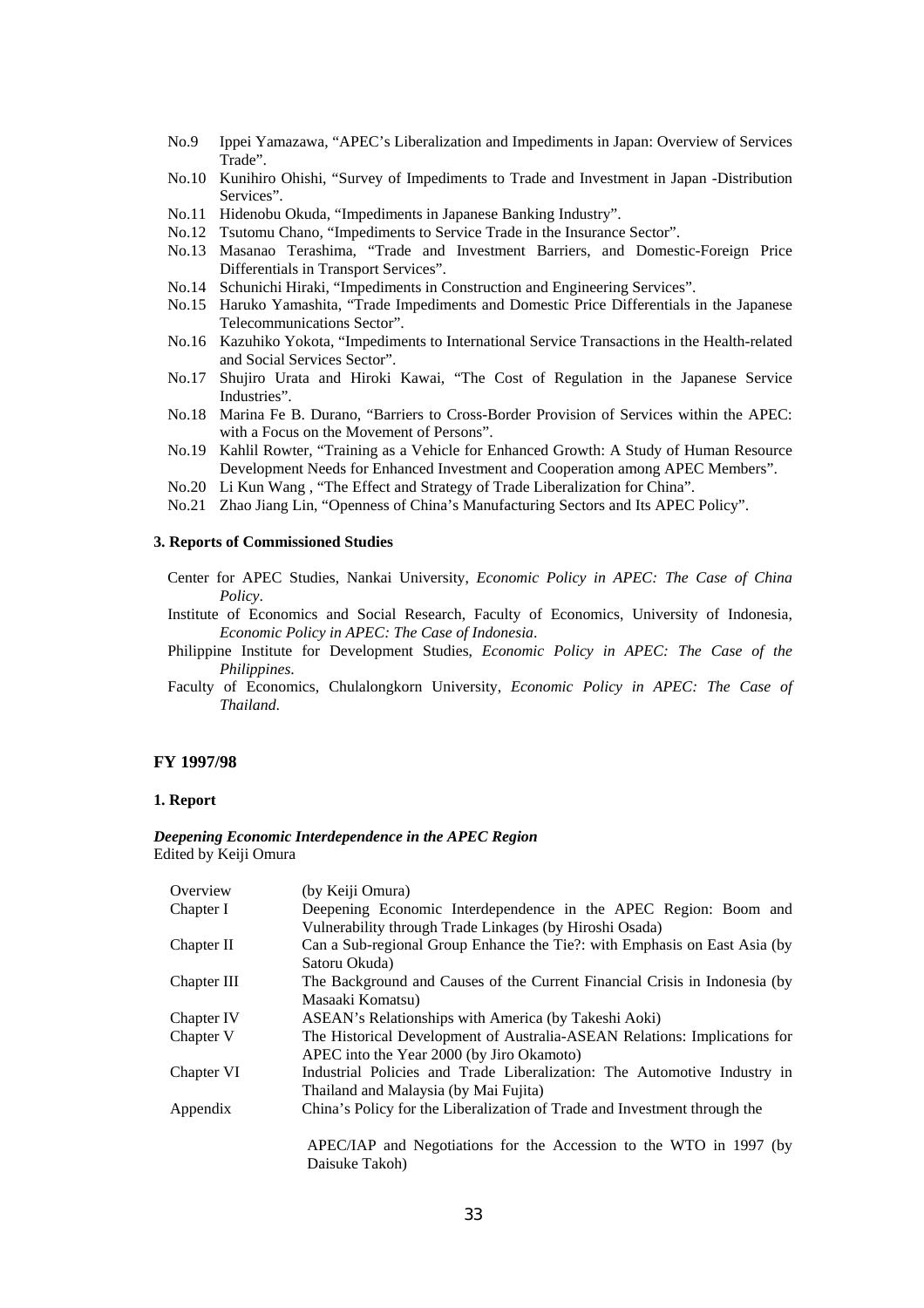No.9 Ippei Yamazawa, “APEC’s Liberalization and Impediments in Japan: Overview of Services Trade”.

No.10 Kunihiro Ohishi, “Survey of Impediments to Trade and Investment in Japan -Distribution Services”.

No.11 Hidenobu Okuda, “Impediments in Japanese Banking Industry”.

No.12 Tsutomu Chano, “Impediments to Service Trade in the Insurance Sector”.

No.13 Masanao Terashima, “Trade and Investment Barriers, and Domestic-Foreign Price Differentials in Transport Services”.

No.14 Schunichi Hiraki, “Impediments in Construction and Engineering Services”.

No.15 Haruko Yamashita, “Trade Impediments and Domestic Price Differentials in the Japanese Telecommunications Sector”.

No.16 Kazuhiko Yokota, “Impediments to International Service Transactions in the Health-related and Social Services Sector”.

No.17 Shujiro Urata and Hiroki Kawai, “The Cost of Regulation in the Japanese Service Industries”.

No.18 Marina Fe B. Durano, “Barriers to Cross-Border Provision of Services within the APEC: with a Focus on the Movement of Persons”.

No.19 Kahlil Rowter, “Training as a Vehicle for Enhanced Growth: A Study of Human Resource Development Needs for Enhanced Investment and Cooperation among APEC Members”.

No.20 Li Kun Wang , “The Effect and Strategy of Trade Liberalization for China”.

No.21 Zhao Jiang Lin, “Openness of China’s Manufacturing Sectors and Its APEC Policy”.

#### 3. Reports of Commissioned Studies

Center for APEC Studies, Nankai University, *Economic Policy in APEC: The Case of China Policy*.

Institute of Economics and Social Research, Faculty of Economics, University of Indonesia, *Economic Policy in APEC: The Case of Indonesia*.

Philippine Institute for Development Studies, *Economic Policy in APEC: The Case of the Philippines.*

Faculty of Economics, Chulalongkorn University, *Economic Policy in APEC: The Case of Thailand*.

### FY 1997/98

#### 1. Report

***Deepening Economic Interdependence in the APEC Region***
Edited by Keiji Omura

| | |
|---|---|
| Overview | (by Keiji Omura) |
| Chapter I | Deepening Economic Interdependence in the APEC Region: Boom and Vulnerability through Trade Linkages (by Hiroshi Osada) |
| Chapter II | Can a Sub-regional Group Enhance the Tie?: with Emphasis on East Asia (by Satoru Okuda) |
| Chapter III | The Background and Causes of the Current Financial Crisis in Indonesia (by Masaaki Komatsu) |
| Chapter IV | ASEAN’s Relationships with America (by Takeshi Aoki) |
| Chapter V | The Historical Development of Australia-ASEAN Relations: Implications for APEC into the Year 2000 (by Jiro Okamoto) |
| Chapter VI | Industrial Policies and Trade Liberalization: The Automotive Industry in Thailand and Malaysia (by Mai Fujita) |
| Appendix | China’s Policy for the Liberalization of Trade and Investment through the APEC/IAP and Negotiations for the Accession to the WTO in 1997 (by Daisuke Takoh) |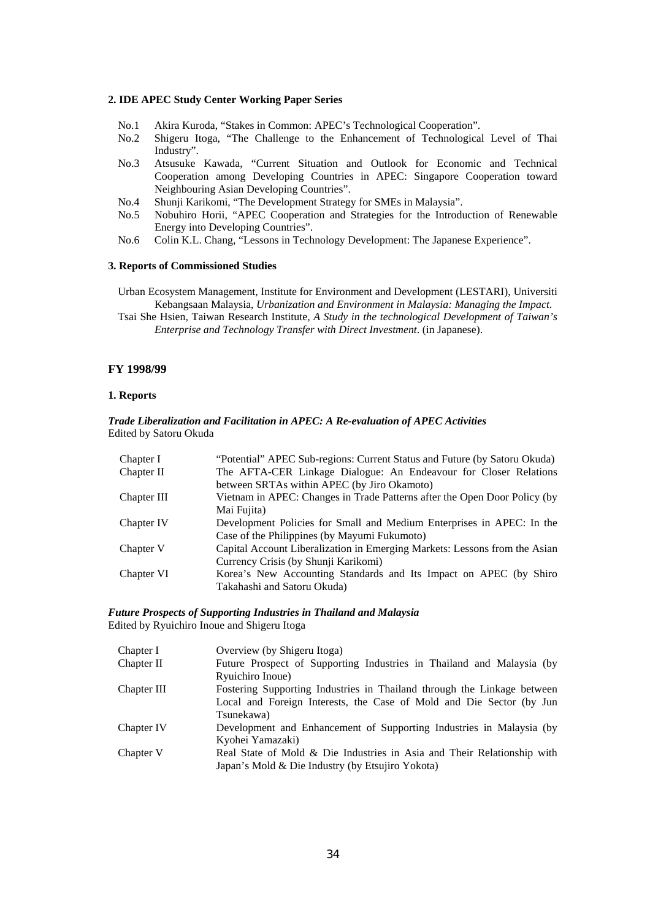### 2. IDE APEC Study Center Working Paper Series

- No.1 Akira Kuroda, "Stakes in Common: APEC's Technological Cooperation".
- No.2 Shigeru Itoga, "The Challenge to the Enhancement of Technological Level of Thai Industry".
- No.3 Atsusuke Kawada, "Current Situation and Outlook for Economic and Technical Cooperation among Developing Countries in APEC: Singapore Cooperation toward Neighbouring Asian Developing Countries".
- No.4 Shunji Karikomi, "The Development Strategy for SMEs in Malaysia".
- No.5 Nobuhiro Horii, "APEC Cooperation and Strategies for the Introduction of Renewable Energy into Developing Countries".
- No.6 Colin K.L. Chang, "Lessons in Technology Development: The Japanese Experience".

### 3. Reports of Commissioned Studies

Urban Ecosystem Management, Institute for Environment and Development (LESTARI), Universiti Kebangsaan Malaysia, *Urbanization and Environment in Malaysia: Managing the Impact*.

Tsai She Hsien, Taiwan Research Institute, *A Study in the technological Development of Taiwan's Enterprise and Technology Transfer with Direct Investment*. (in Japanese).

## FY 1998/99

### 1. Reports

***Trade Liberalization and Facilitation in APEC: A Re-evaluation of APEC Activities***
Edited by Satoru Okuda

| | |
|---|---|
| Chapter I | "Potential" APEC Sub-regions: Current Status and Future (by Satoru Okuda) |
| Chapter II | The AFTA-CER Linkage Dialogue: An Endeavour for Closer Relations between SRTAs within APEC (by Jiro Okamoto) |
| Chapter III | Vietnam in APEC: Changes in Trade Patterns after the Open Door Policy (by Mai Fujita) |
| Chapter IV | Development Policies for Small and Medium Enterprises in APEC: In the Case of the Philippines (by Mayumi Fukumoto) |
| Chapter V | Capital Account Liberalization in Emerging Markets: Lessons from the Asian Currency Crisis (by Shunji Karikomi) |
| Chapter VI | Korea's New Accounting Standards and Its Impact on APEC (by Shiro Takahashi and Satoru Okuda) |

***Future Prospects of Supporting Industries in Thailand and Malaysia***
Edited by Ryuichiro Inoue and Shigeru Itoga

| | |
|---|---|
| Chapter I | Overview (by Shigeru Itoga) |
| Chapter II | Future Prospect of Supporting Industries in Thailand and Malaysia (by Ryuichiro Inoue) |
| Chapter III | Fostering Supporting Industries in Thailand through the Linkage between Local and Foreign Interests, the Case of Mold and Die Sector (by Jun Tsunekawa) |
| Chapter IV | Development and Enhancement of Supporting Industries in Malaysia (by Kyohei Yamazaki) |
| Chapter V | Real State of Mold & Die Industries in Asia and Their Relationship with Japan's Mold & Die Industry (by Etsujiro Yokota) |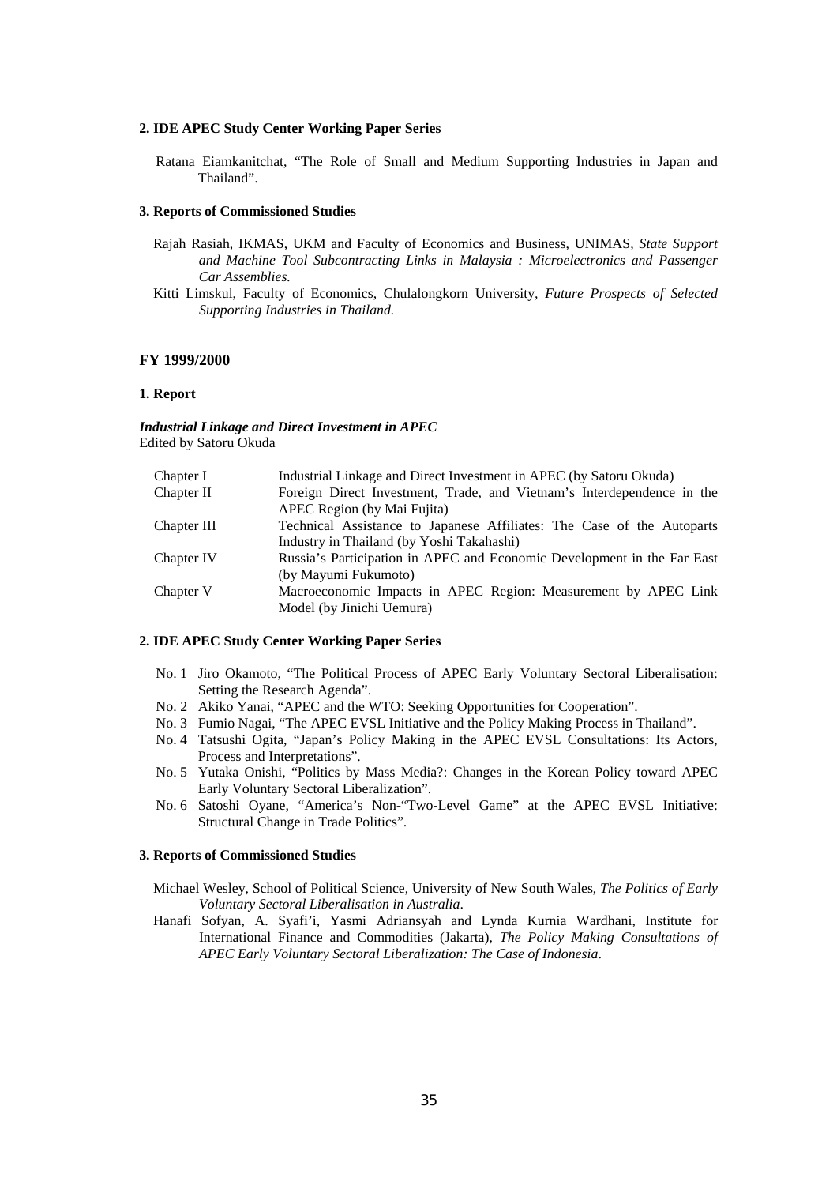**2. IDE APEC Study Center Working Paper Series**

Ratana Eiamkanitchat, "The Role of Small and Medium Supporting Industries in Japan and Thailand".

**3. Reports of Commissioned Studies**

Rajah Rasiah, IKMAS, UKM and Faculty of Economics and Business, UNIMAS, *State Support and Machine Tool Subcontracting Links in Malaysia : Microelectronics and Passenger Car Assemblies.*

Kitti Limskul, Faculty of Economics, Chulalongkorn University, *Future Prospects of Selected Supporting Industries in Thailand.*

### FY 1999/2000

**1. Report**

***Industrial Linkage and Direct Investment in APEC***
Edited by Satoru Okuda

| | |
|---|---|
| Chapter I | Industrial Linkage and Direct Investment in APEC (by Satoru Okuda) |
| Chapter II | Foreign Direct Investment, Trade, and Vietnam's Interdependence in the APEC Region (by Mai Fujita) |
| Chapter III | Technical Assistance to Japanese Affiliates: The Case of the Autoparts Industry in Thailand (by Yoshi Takahashi) |
| Chapter IV | Russia's Participation in APEC and Economic Development in the Far East (by Mayumi Fukumoto) |
| Chapter V | Macroeconomic Impacts in APEC Region: Measurement by APEC Link Model (by Jinichi Uemura) |

**2. IDE APEC Study Center Working Paper Series**

No. 1 Jiro Okamoto, "The Political Process of APEC Early Voluntary Sectoral Liberalisation: Setting the Research Agenda".

No. 2 Akiko Yanai, "APEC and the WTO: Seeking Opportunities for Cooperation".

No. 3 Fumio Nagai, "The APEC EVSL Initiative and the Policy Making Process in Thailand".

No. 4 Tatsushi Ogita, "Japan's Policy Making in the APEC EVSL Consultations: Its Actors, Process and Interpretations".

No. 5 Yutaka Onishi, "Politics by Mass Media?: Changes in the Korean Policy toward APEC Early Voluntary Sectoral Liberalization".

No. 6 Satoshi Oyane, "America's Non-"Two-Level Game" at the APEC EVSL Initiative: Structural Change in Trade Politics".

**3. Reports of Commissioned Studies**

Michael Wesley, School of Political Science, University of New South Wales, *The Politics of Early Voluntary Sectoral Liberalisation in Australia*.

Hanafi Sofyan, A. Syafi'i, Yasmi Adriansyah and Lynda Kurnia Wardhani, Institute for International Finance and Commodities (Jakarta), *The Policy Making Consultations of APEC Early Voluntary Sectoral Liberalization: The Case of Indonesia*.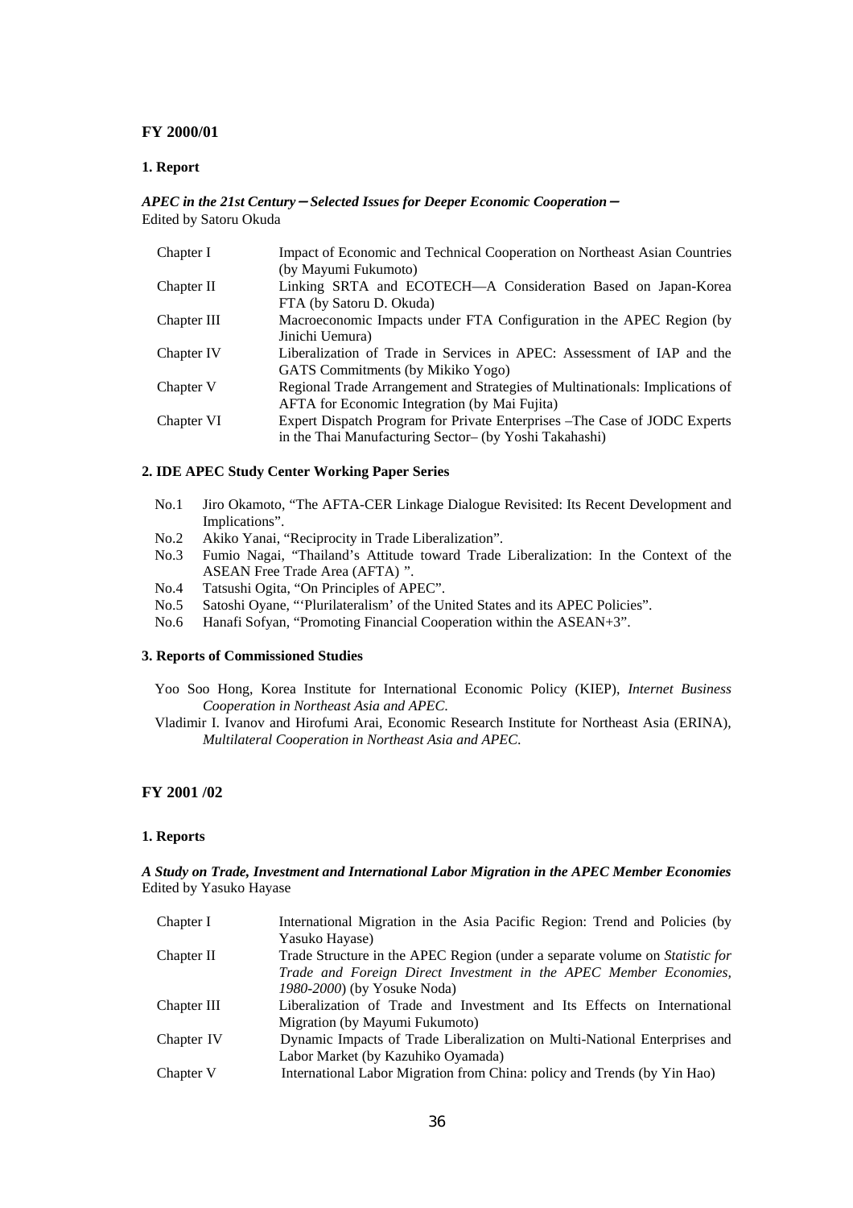## FY 2000/01

### 1. Report

***APEC in the 21st Century*－*Selected Issues for Deeper Economic Cooperation*－**
Edited by Satoru Okuda

| | |
|---|---|
| Chapter I | Impact of Economic and Technical Cooperation on Northeast Asian Countries (by Mayumi Fukumoto) |
| Chapter II | Linking SRTA and ECOTECH—A Consideration Based on Japan-Korea FTA (by Satoru D. Okuda) |
| Chapter III | Macroeconomic Impacts under FTA Configuration in the APEC Region (by Jinichi Uemura) |
| Chapter IV | Liberalization of Trade in Services in APEC: Assessment of IAP and the GATS Commitments (by Mikiko Yogo) |
| Chapter V | Regional Trade Arrangement and Strategies of Multinationals: Implications of AFTA for Economic Integration (by Mai Fujita) |
| Chapter VI | Expert Dispatch Program for Private Enterprises –The Case of JODC Experts in the Thai Manufacturing Sector– (by Yoshi Takahashi) |

### 2. IDE APEC Study Center Working Paper Series

- No.1 Jiro Okamoto, “The AFTA-CER Linkage Dialogue Revisited: Its Recent Development and Implications”.
- No.2 Akiko Yanai, “Reciprocity in Trade Liberalization”.
- No.3 Fumio Nagai, “Thailand’s Attitude toward Trade Liberalization: In the Context of the ASEAN Free Trade Area (AFTA) ”.
- No.4 Tatsushi Ogita, “On Principles of APEC”.
- No.5 Satoshi Oyane, “‘Plurilateralism’ of the United States and its APEC Policies”.
- No.6 Hanafi Sofyan, “Promoting Financial Cooperation within the ASEAN+3”.

### 3. Reports of Commissioned Studies

Yoo Soo Hong, Korea Institute for International Economic Policy (KIEP), *Internet Business Cooperation in Northeast Asia and APEC*.

Vladimir I. Ivanov and Hirofumi Arai, Economic Research Institute for Northeast Asia (ERINA), *Multilateral Cooperation in Northeast Asia and APEC*.

## FY 2001 /02

### 1. Reports

***A Study on Trade, Investment and International Labor Migration in the APEC Member Economies***
Edited by Yasuko Hayase

| | |
|---|---|
| Chapter I | International Migration in the Asia Pacific Region: Trend and Policies (by Yasuko Hayase) |
| Chapter II | Trade Structure in the APEC Region (under a separate volume on *Statistic for Trade and Foreign Direct Investment in the APEC Member Economies, 1980-2000*) (by Yosuke Noda) |
| Chapter III | Liberalization of Trade and Investment and Its Effects on International Migration (by Mayumi Fukumoto) |
| Chapter IV | Dynamic Impacts of Trade Liberalization on Multi-National Enterprises and Labor Market (by Kazuhiko Oyamada) |
| Chapter V | International Labor Migration from China: policy and Trends (by Yin Hao) |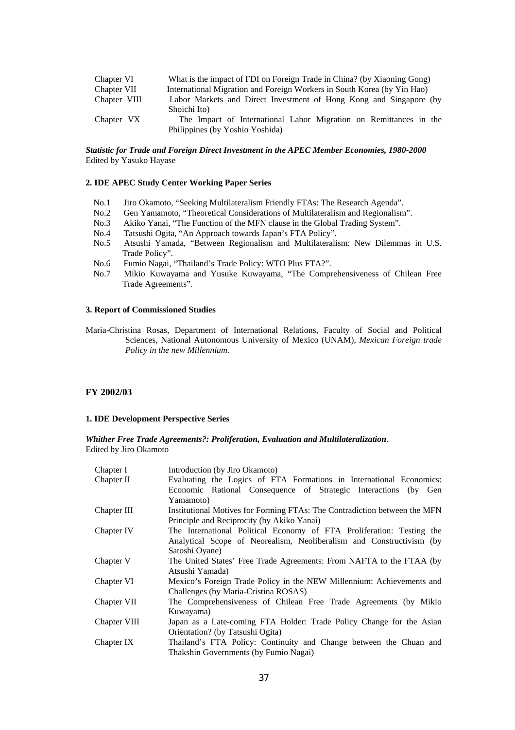| | |
|---|---|
| Chapter VI | What is the impact of FDI on Foreign Trade in China? (by Xiaoning Gong) |
| Chapter VII | International Migration and Foreign Workers in South Korea (by Yin Hao) |
| Chapter VIII | Labor Markets and Direct Investment of Hong Kong and Singapore (by Shoichi Ito) |
| Chapter VX | The Impact of International Labor Migration on Remittances in the Philippines (by Yoshio Yoshida) |

***Statistic for Trade and Foreign Direct Investment in the APEC Member Economies, 1980-2000***
Edited by Yasuko Hayase

**2. IDE APEC Study Center Working Paper Series**

- No.1 Jiro Okamoto, "Seeking Multilateralism Friendly FTAs: The Research Agenda".
- No.2 Gen Yamamoto, "Theoretical Considerations of Multilateralism and Regionalism".
- No.3 Akiko Yanai, "The Function of the MFN clause in the Global Trading System".
- No.4 Tatsushi Ogita, "An Approach towards Japan's FTA Policy".
- No.5 Atsushi Yamada, "Between Regionalism and Multilateralism: New Dilemmas in U.S. Trade Policy".
- No.6 Fumio Nagai, "Thailand's Trade Policy: WTO Plus FTA?".
- No.7 Mikio Kuwayama and Yusuke Kuwayama, "The Comprehensiveness of Chilean Free Trade Agreements".

**3. Report of Commissioned Studies**

Maria-Christina Rosas, Department of International Relations, Faculty of Social and Political Sciences, National Autonomous University of Mexico (UNAM), *Mexican Foreign trade Policy in the new Millennium.*

**FY 2002/03**

**1. IDE Development Perspective Series**

***Whither Free Trade Agreements?: Proliferation, Evaluation and Multilateralization***.
Edited by Jiro Okamoto

| | |
|---|---|
| Chapter I | Introduction (by Jiro Okamoto) |
| Chapter II | Evaluating the Logics of FTA Formations in International Economics: Economic Rational Consequence of Strategic Interactions (by Gen Yamamoto) |
| Chapter III | Institutional Motives for Forming FTAs: The Contradiction between the MFN Principle and Reciprocity (by Akiko Yanai) |
| Chapter IV | The International Political Economy of FTA Proliferation: Testing the Analytical Scope of Neorealism, Neoliberalism and Constructivism (by Satoshi Oyane) |
| Chapter V | The United States' Free Trade Agreements: From NAFTA to the FTAA (by Atsushi Yamada) |
| Chapter VI | Mexico's Foreign Trade Policy in the NEW Millennium: Achievements and Challenges (by Maria-Cristina ROSAS) |
| Chapter VII | The Comprehensiveness of Chilean Free Trade Agreements (by Mikio Kuwayama) |
| Chapter VIII | Japan as a Late-coming FTA Holder: Trade Policy Change for the Asian Orientation? (by Tatsushi Ogita) |
| Chapter IX | Thailand's FTA Policy: Continuity and Change between the Chuan and Thakshin Governments (by Fumio Nagai) |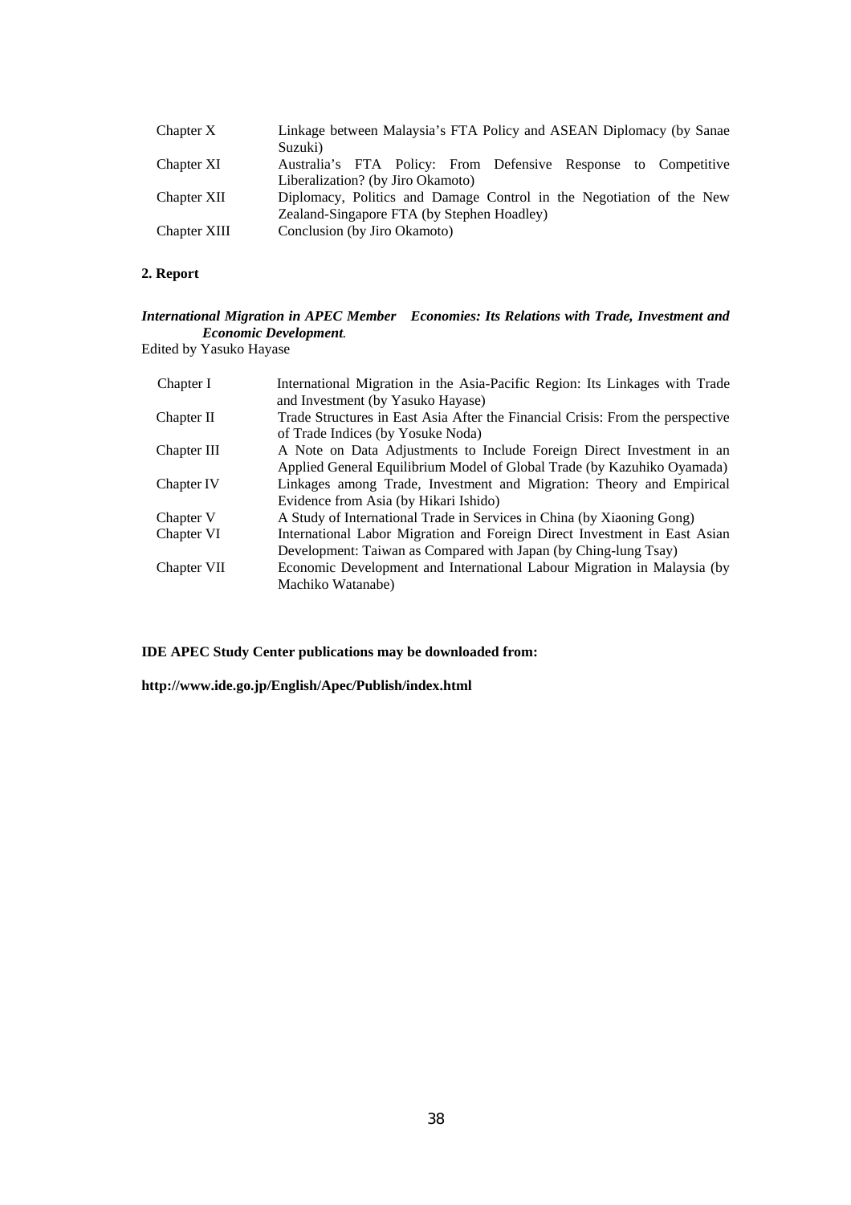| | |
|---|---|
| Chapter X | Linkage between Malaysia's FTA Policy and ASEAN Diplomacy (by Sanae Suzuki) |
| Chapter XI | Australia's FTA Policy: From Defensive Response to Competitive Liberalization? (by Jiro Okamoto) |
| Chapter XII | Diplomacy, Politics and Damage Control in the Negotiation of the New Zealand-Singapore FTA (by Stephen Hoadley) |
| Chapter XIII | Conclusion (by Jiro Okamoto) |

**2. Report**

***International Migration in APEC Member Economies: Its Relations with Trade, Investment and Economic Development.***
Edited by Yasuko Hayase

| | |
|---|---|
| Chapter I | International Migration in the Asia-Pacific Region: Its Linkages with Trade and Investment (by Yasuko Hayase) |
| Chapter II | Trade Structures in East Asia After the Financial Crisis: From the perspective of Trade Indices (by Yosuke Noda) |
| Chapter III | A Note on Data Adjustments to Include Foreign Direct Investment in an Applied General Equilibrium Model of Global Trade (by Kazuhiko Oyamada) |
| Chapter IV | Linkages among Trade, Investment and Migration: Theory and Empirical Evidence from Asia (by Hikari Ishido) |
| Chapter V | A Study of International Trade in Services in China (by Xiaoning Gong) |
| Chapter VI | International Labor Migration and Foreign Direct Investment in East Asian Development: Taiwan as Compared with Japan (by Ching-lung Tsay) |
| Chapter VII | Economic Development and International Labour Migration in Malaysia (by Machiko Watanabe) |

**IDE APEC Study Center publications may be downloaded from:**

**http://www.ide.go.jp/English/Apec/Publish/index.html**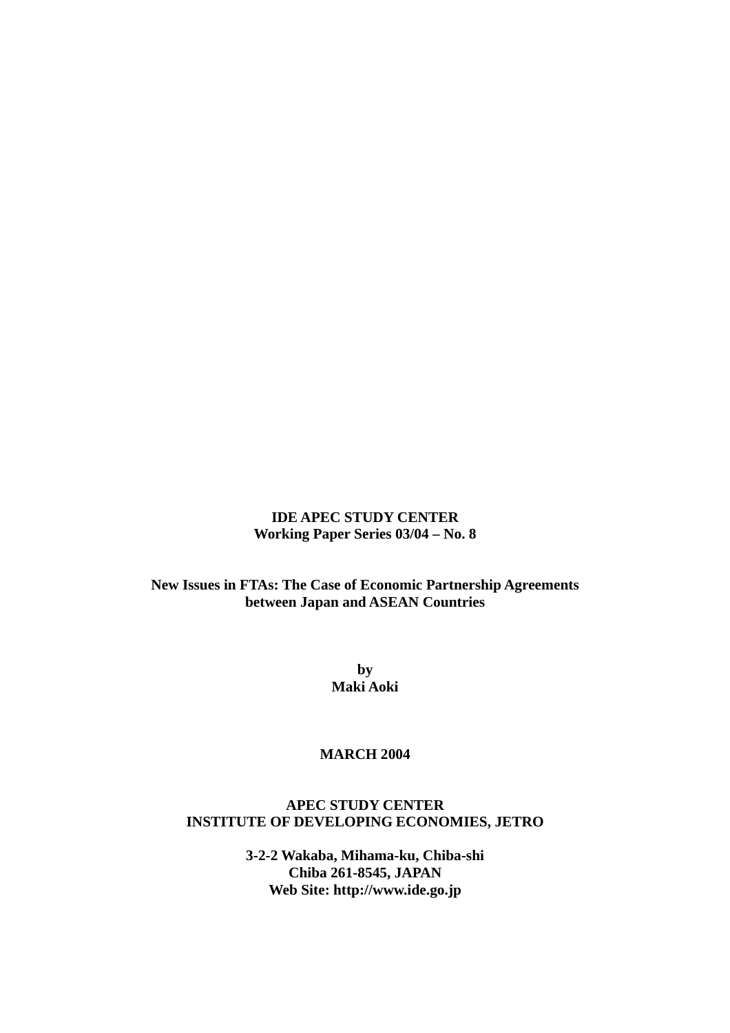**IDE APEC STUDY CENTER**
**Working Paper Series 03/04 – No. 8**

**New Issues in FTAs: The Case of Economic Partnership Agreements between Japan and ASEAN Countries**

**by**
**Maki Aoki**

**MARCH 2004**

**APEC STUDY CENTER**
**INSTITUTE OF DEVELOPING ECONOMIES, JETRO**

**3-2-2 Wakaba, Mihama-ku, Chiba-shi**
**Chiba 261-8545, JAPAN**
**Web Site: http://www.ide.go.jp**